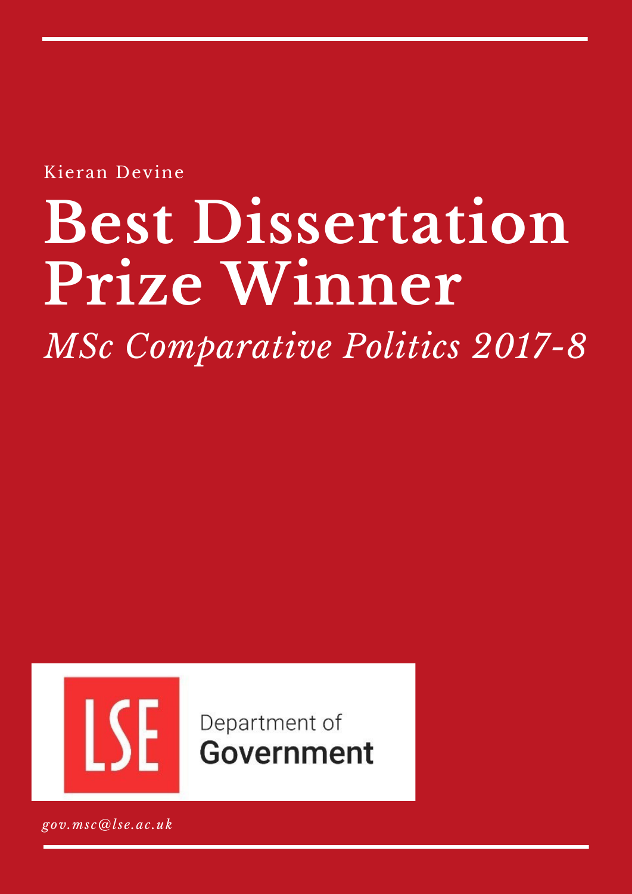Kieran Devine

# Best Dissertation Prize Winner

*MSc Comparative Politics 2017-8*

LSE Department of Government

*gov.msc@lse.ac.uk*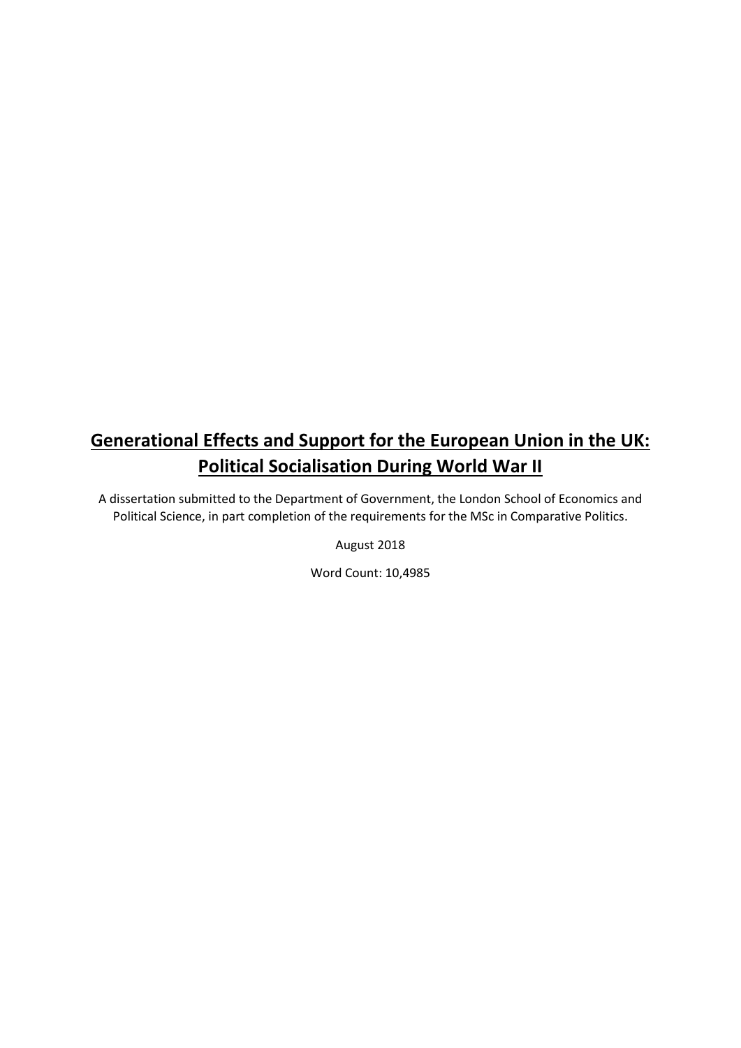# Generational Effects and Support for the European Union in the UK: Political Socialisation During World War II

A dissertation submitted to the Department of Government, the London School of Economics and Political Science, in part completion of the requirements for the MSc in Comparative Politics.

August 2018

Word Count: 10,4985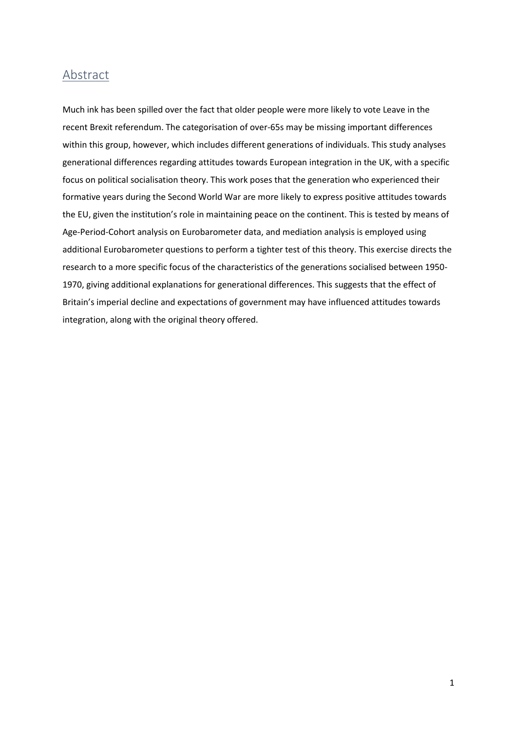## Abstract

Much ink has been spilled over the fact that older people were more likely to vote Leave in the recent Brexit referendum. The categorisation of over-65s may be missing important differences within this group, however, which includes different generations of individuals. This study analyses generational differences regarding attitudes towards European integration in the UK, with a specific focus on political socialisation theory. This work poses that the generation who experienced their formative years during the Second World War are more likely to express positive attitudes towards the EU, given the institution's role in maintaining peace on the continent. This is tested by means of Age-Period-Cohort analysis on Eurobarometer data, and mediation analysis is employed using additional Eurobarometer questions to perform a tighter test of this theory. This exercise directs the research to a more specific focus of the characteristics of the generations socialised between 1950-1970, giving additional explanations for generational differences. This suggests that the effect of Britain's imperial decline and expectations of government may have influenced attitudes towards integration, along with the original theory offered.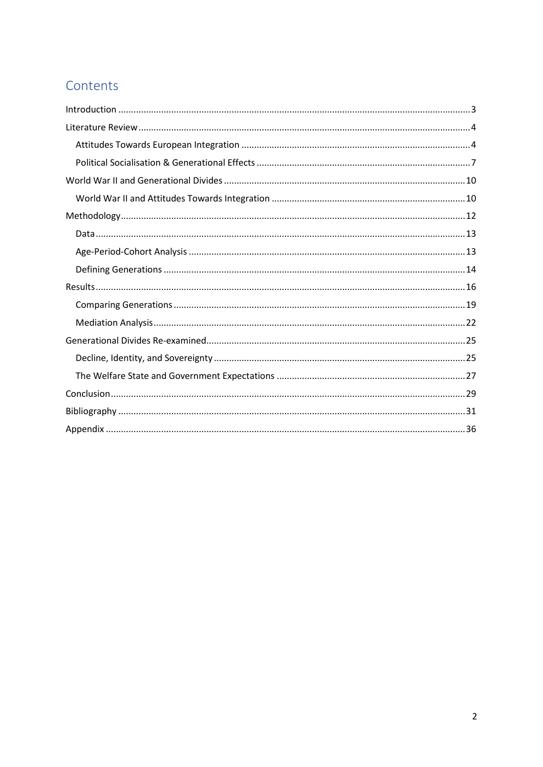# Contents

- Introduction ........................................................................................................................................ 3
- Literature Review ................................................................................................................................ 4
  - Attitudes Towards European Integration ......................................................................................... 4
  - Political Socialisation & Generational Effects ................................................................................... 7
- World War II and Generational Divides .............................................................................................. 10
  - World War II and Attitudes Towards Integration ............................................................................ 10
- Methodology ..................................................................................................................................... 12
  - Data ................................................................................................................................................. 13
  - Age-Period-Cohort Analysis ............................................................................................................ 13
  - Defining Generations ...................................................................................................................... 14
- Results ............................................................................................................................................... 16
  - Comparing Generations .................................................................................................................. 19
  - Mediation Analysis .......................................................................................................................... 22
- Generational Divides Re-examined ..................................................................................................... 25
  - Decline, Identity, and Sovereignty .................................................................................................. 25
  - The Welfare State and Government Expectations .......................................................................... 27
- Conclusion .......................................................................................................................................... 29
- Bibliography ....................................................................................................................................... 31
- Appendix ............................................................................................................................................ 36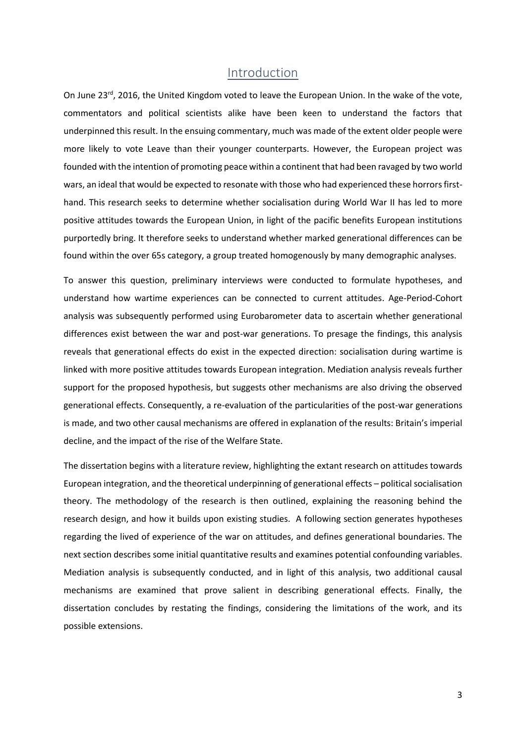# Introduction

On June 23[rd], 2016, the United Kingdom voted to leave the European Union. In the wake of the vote, commentators and political scientists alike have been keen to understand the factors that underpinned this result. In the ensuing commentary, much was made of the extent older people were more likely to vote Leave than their younger counterparts. However, the European project was founded with the intention of promoting peace within a continent that had been ravaged by two world wars, an ideal that would be expected to resonate with those who had experienced these horrors first-hand. This research seeks to determine whether socialisation during World War II has led to more positive attitudes towards the European Union, in light of the pacific benefits European institutions purportedly bring. It therefore seeks to understand whether marked generational differences can be found within the over 65s category, a group treated homogenously by many demographic analyses.

To answer this question, preliminary interviews were conducted to formulate hypotheses, and understand how wartime experiences can be connected to current attitudes. Age-Period-Cohort analysis was subsequently performed using Eurobarometer data to ascertain whether generational differences exist between the war and post-war generations. To presage the findings, this analysis reveals that generational effects do exist in the expected direction: socialisation during wartime is linked with more positive attitudes towards European integration. Mediation analysis reveals further support for the proposed hypothesis, but suggests other mechanisms are also driving the observed generational effects. Consequently, a re-evaluation of the particularities of the post-war generations is made, and two other causal mechanisms are offered in explanation of the results: Britain's imperial decline, and the impact of the rise of the Welfare State.

The dissertation begins with a literature review, highlighting the extant research on attitudes towards European integration, and the theoretical underpinning of generational effects – political socialisation theory. The methodology of the research is then outlined, explaining the reasoning behind the research design, and how it builds upon existing studies. A following section generates hypotheses regarding the lived of experience of the war on attitudes, and defines generational boundaries. The next section describes some initial quantitative results and examines potential confounding variables. Mediation analysis is subsequently conducted, and in light of this analysis, two additional causal mechanisms are examined that prove salient in describing generational effects. Finally, the dissertation concludes by restating the findings, considering the limitations of the work, and its possible extensions.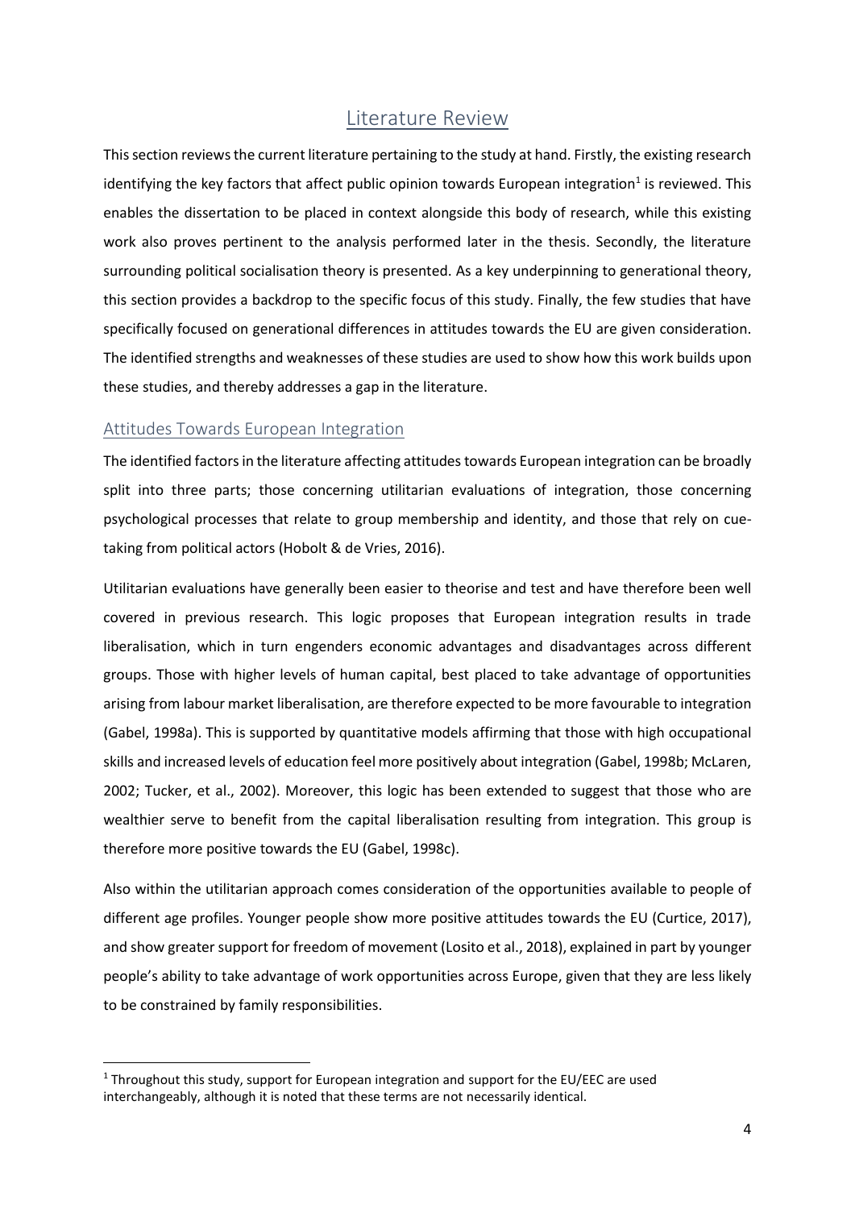# Literature Review

This section reviews the current literature pertaining to the study at hand. Firstly, the existing research identifying the key factors that affect public opinion towards European integration[1] is reviewed. This enables the dissertation to be placed in context alongside this body of research, while this existing work also proves pertinent to the analysis performed later in the thesis. Secondly, the literature surrounding political socialisation theory is presented. As a key underpinning to generational theory, this section provides a backdrop to the specific focus of this study. Finally, the few studies that have specifically focused on generational differences in attitudes towards the EU are given consideration. The identified strengths and weaknesses of these studies are used to show how this work builds upon these studies, and thereby addresses a gap in the literature.

## Attitudes Towards European Integration

The identified factors in the literature affecting attitudes towards European integration can be broadly split into three parts; those concerning utilitarian evaluations of integration, those concerning psychological processes that relate to group membership and identity, and those that rely on cue-taking from political actors (Hobolt & de Vries, 2016).

Utilitarian evaluations have generally been easier to theorise and test and have therefore been well covered in previous research. This logic proposes that European integration results in trade liberalisation, which in turn engenders economic advantages and disadvantages across different groups. Those with higher levels of human capital, best placed to take advantage of opportunities arising from labour market liberalisation, are therefore expected to be more favourable to integration (Gabel, 1998a). This is supported by quantitative models affirming that those with high occupational skills and increased levels of education feel more positively about integration (Gabel, 1998b; McLaren, 2002; Tucker, et al., 2002). Moreover, this logic has been extended to suggest that those who are wealthier serve to benefit from the capital liberalisation resulting from integration. This group is therefore more positive towards the EU (Gabel, 1998c).

Also within the utilitarian approach comes consideration of the opportunities available to people of different age profiles. Younger people show more positive attitudes towards the EU (Curtice, 2017), and show greater support for freedom of movement (Losito et al., 2018), explained in part by younger people's ability to take advantage of work opportunities across Europe, given that they are less likely to be constrained by family responsibilities.

[1] Throughout this study, support for European integration and support for the EU/EEC are used interchangeably, although it is noted that these terms are not necessarily identical.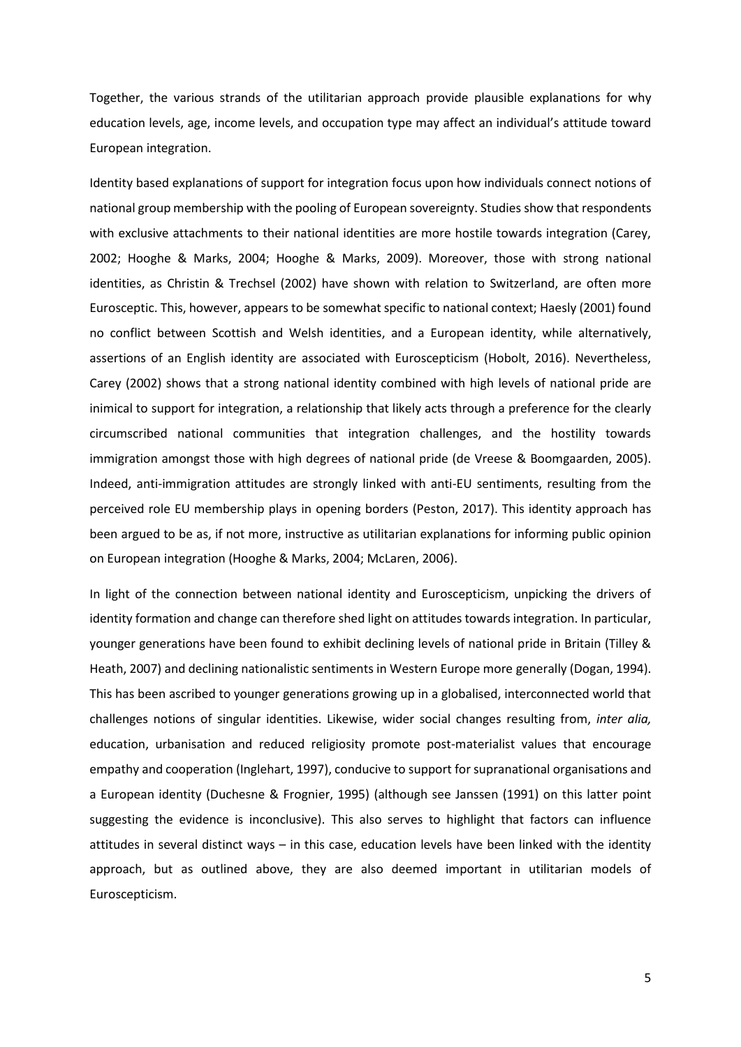Together, the various strands of the utilitarian approach provide plausible explanations for why education levels, age, income levels, and occupation type may affect an individual's attitude toward European integration.

Identity based explanations of support for integration focus upon how individuals connect notions of national group membership with the pooling of European sovereignty. Studies show that respondents with exclusive attachments to their national identities are more hostile towards integration (Carey, 2002; Hooghe & Marks, 2004; Hooghe & Marks, 2009). Moreover, those with strong national identities, as Christin & Trechsel (2002) have shown with relation to Switzerland, are often more Eurosceptic. This, however, appears to be somewhat specific to national context; Haesly (2001) found no conflict between Scottish and Welsh identities, and a European identity, while alternatively, assertions of an English identity are associated with Euroscepticism (Hobolt, 2016). Nevertheless, Carey (2002) shows that a strong national identity combined with high levels of national pride are inimical to support for integration, a relationship that likely acts through a preference for the clearly circumscribed national communities that integration challenges, and the hostility towards immigration amongst those with high degrees of national pride (de Vreese & Boomgaarden, 2005). Indeed, anti-immigration attitudes are strongly linked with anti-EU sentiments, resulting from the perceived role EU membership plays in opening borders (Peston, 2017). This identity approach has been argued to be as, if not more, instructive as utilitarian explanations for informing public opinion on European integration (Hooghe & Marks, 2004; McLaren, 2006).

In light of the connection between national identity and Euroscepticism, unpicking the drivers of identity formation and change can therefore shed light on attitudes towards integration. In particular, younger generations have been found to exhibit declining levels of national pride in Britain (Tilley & Heath, 2007) and declining nationalistic sentiments in Western Europe more generally (Dogan, 1994). This has been ascribed to younger generations growing up in a globalised, interconnected world that challenges notions of singular identities. Likewise, wider social changes resulting from, *inter alia,* education, urbanisation and reduced religiosity promote post-materialist values that encourage empathy and cooperation (Inglehart, 1997), conducive to support for supranational organisations and a European identity (Duchesne & Frognier, 1995) (although see Janssen (1991) on this latter point suggesting the evidence is inconclusive). This also serves to highlight that factors can influence attitudes in several distinct ways – in this case, education levels have been linked with the identity approach, but as outlined above, they are also deemed important in utilitarian models of Euroscepticism.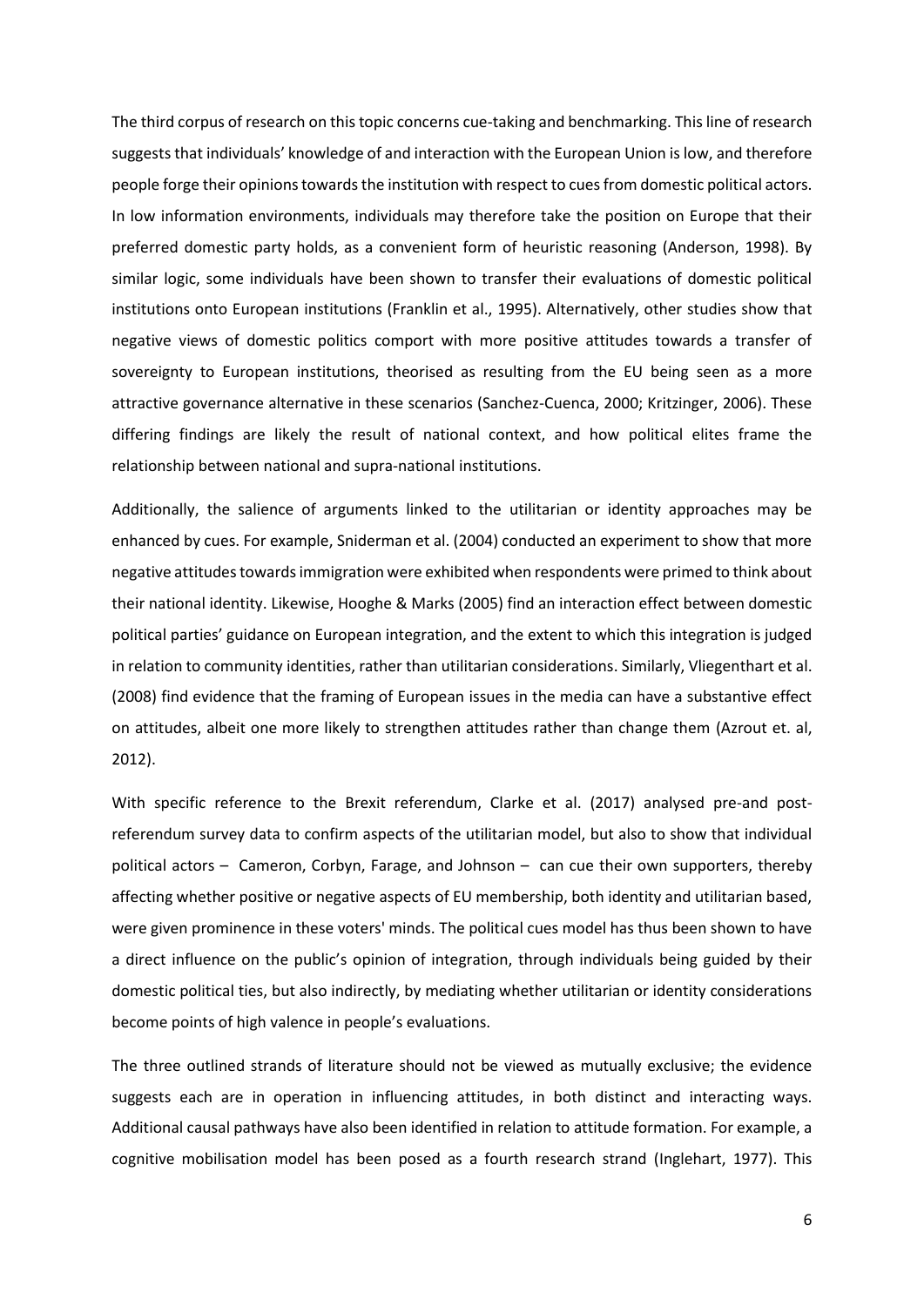The third corpus of research on this topic concerns cue-taking and benchmarking. This line of research suggests that individuals' knowledge of and interaction with the European Union is low, and therefore people forge their opinions towards the institution with respect to cues from domestic political actors. In low information environments, individuals may therefore take the position on Europe that their preferred domestic party holds, as a convenient form of heuristic reasoning (Anderson, 1998). By similar logic, some individuals have been shown to transfer their evaluations of domestic political institutions onto European institutions (Franklin et al., 1995). Alternatively, other studies show that negative views of domestic politics comport with more positive attitudes towards a transfer of sovereignty to European institutions, theorised as resulting from the EU being seen as a more attractive governance alternative in these scenarios (Sanchez-Cuenca, 2000; Kritzinger, 2006). These differing findings are likely the result of national context, and how political elites frame the relationship between national and supra-national institutions.

Additionally, the salience of arguments linked to the utilitarian or identity approaches may be enhanced by cues. For example, Sniderman et al. (2004) conducted an experiment to show that more negative attitudes towards immigration were exhibited when respondents were primed to think about their national identity. Likewise, Hooghe & Marks (2005) find an interaction effect between domestic political parties' guidance on European integration, and the extent to which this integration is judged in relation to community identities, rather than utilitarian considerations. Similarly, Vliegenthart et al. (2008) find evidence that the framing of European issues in the media can have a substantive effect on attitudes, albeit one more likely to strengthen attitudes rather than change them (Azrout et. al, 2012).

With specific reference to the Brexit referendum, Clarke et al. (2017) analysed pre-and post-referendum survey data to confirm aspects of the utilitarian model, but also to show that individual political actors – Cameron, Corbyn, Farage, and Johnson – can cue their own supporters, thereby affecting whether positive or negative aspects of EU membership, both identity and utilitarian based, were given prominence in these voters' minds. The political cues model has thus been shown to have a direct influence on the public's opinion of integration, through individuals being guided by their domestic political ties, but also indirectly, by mediating whether utilitarian or identity considerations become points of high valence in people's evaluations.

The three outlined strands of literature should not be viewed as mutually exclusive; the evidence suggests each are in operation in influencing attitudes, in both distinct and interacting ways. Additional causal pathways have also been identified in relation to attitude formation. For example, a cognitive mobilisation model has been posed as a fourth research strand (Inglehart, 1977). This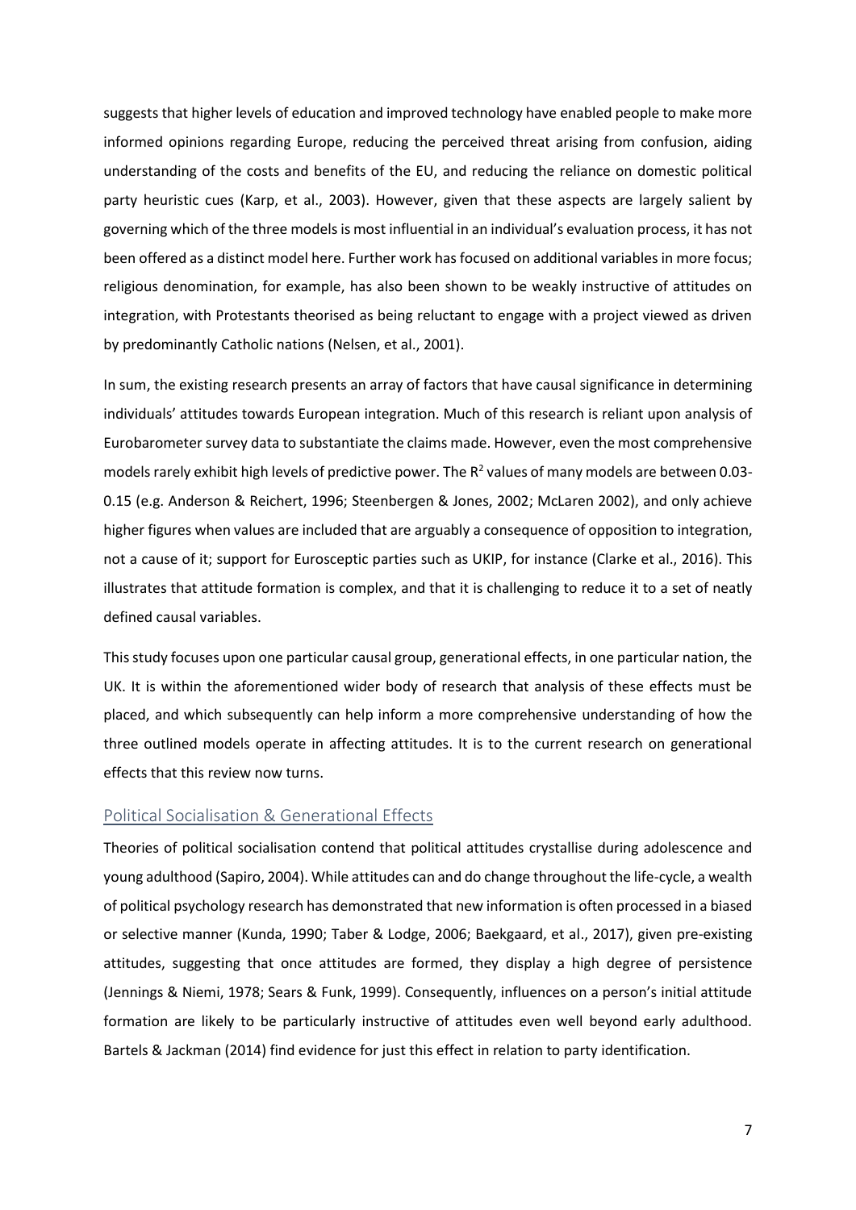suggests that higher levels of education and improved technology have enabled people to make more informed opinions regarding Europe, reducing the perceived threat arising from confusion, aiding understanding of the costs and benefits of the EU, and reducing the reliance on domestic political party heuristic cues (Karp, et al., 2003). However, given that these aspects are largely salient by governing which of the three models is most influential in an individual's evaluation process, it has not been offered as a distinct model here. Further work has focused on additional variables in more focus; religious denomination, for example, has also been shown to be weakly instructive of attitudes on integration, with Protestants theorised as being reluctant to engage with a project viewed as driven by predominantly Catholic nations (Nelsen, et al., 2001).

In sum, the existing research presents an array of factors that have causal significance in determining individuals' attitudes towards European integration. Much of this research is reliant upon analysis of Eurobarometer survey data to substantiate the claims made. However, even the most comprehensive models rarely exhibit high levels of predictive power. The $R^2$ values of many models are between 0.03-0.15 (e.g. Anderson & Reichert, 1996; Steenbergen & Jones, 2002; McLaren 2002), and only achieve higher figures when values are included that are arguably a consequence of opposition to integration, not a cause of it; support for Eurosceptic parties such as UKIP, for instance (Clarke et al., 2016). This illustrates that attitude formation is complex, and that it is challenging to reduce it to a set of neatly defined causal variables.

This study focuses upon one particular causal group, generational effects, in one particular nation, the UK. It is within the aforementioned wider body of research that analysis of these effects must be placed, and which subsequently can help inform a more comprehensive understanding of how the three outlined models operate in affecting attitudes. It is to the current research on generational effects that this review now turns.

## Political Socialisation & Generational Effects

Theories of political socialisation contend that political attitudes crystallise during adolescence and young adulthood (Sapiro, 2004). While attitudes can and do change throughout the life-cycle, a wealth of political psychology research has demonstrated that new information is often processed in a biased or selective manner (Kunda, 1990; Taber & Lodge, 2006; Baekgaard, et al., 2017), given pre-existing attitudes, suggesting that once attitudes are formed, they display a high degree of persistence (Jennings & Niemi, 1978; Sears & Funk, 1999). Consequently, influences on a person's initial attitude formation are likely to be particularly instructive of attitudes even well beyond early adulthood. Bartels & Jackman (2014) find evidence for just this effect in relation to party identification.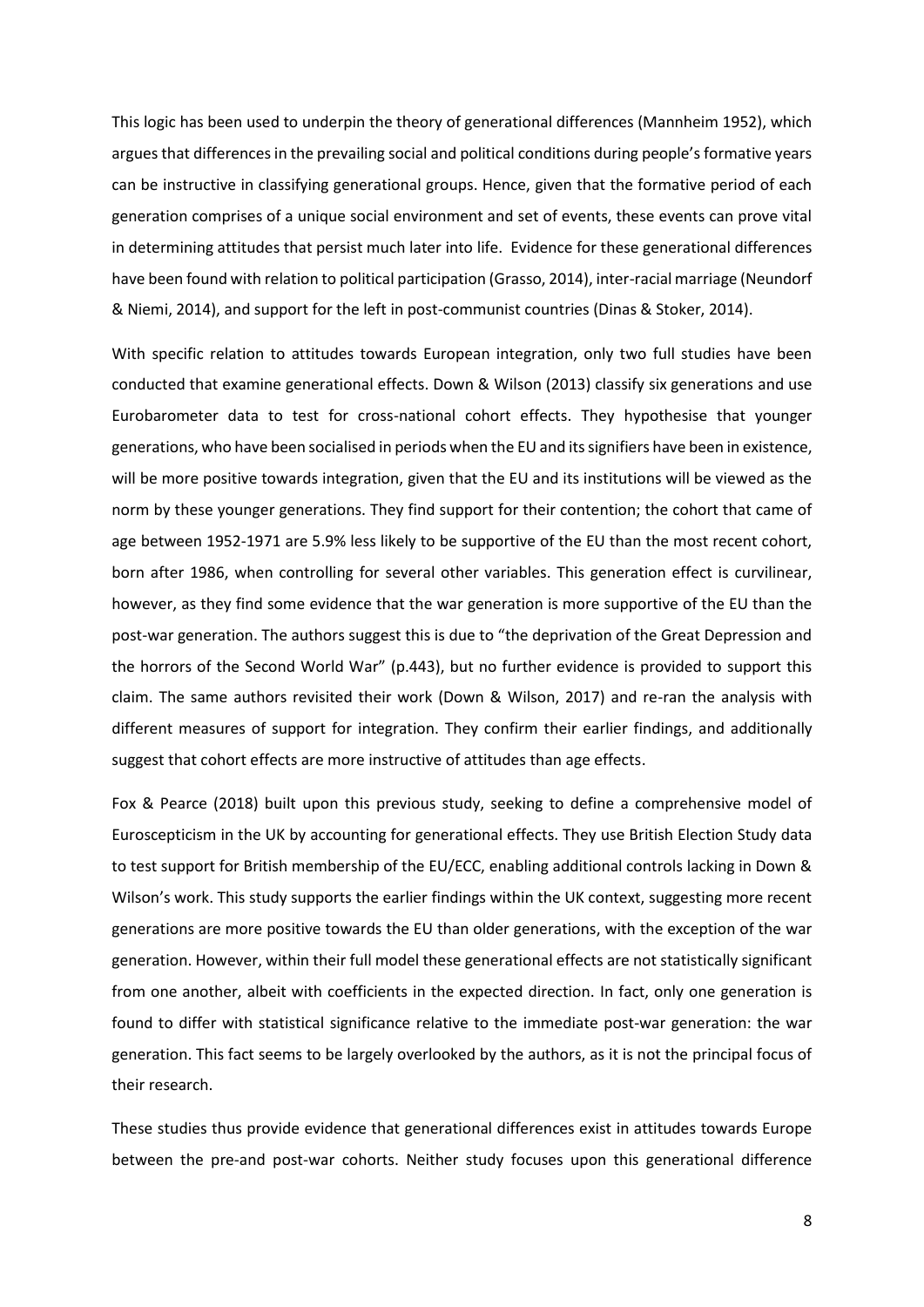This logic has been used to underpin the theory of generational differences (Mannheim 1952), which argues that differences in the prevailing social and political conditions during people's formative years can be instructive in classifying generational groups. Hence, given that the formative period of each generation comprises of a unique social environment and set of events, these events can prove vital in determining attitudes that persist much later into life. Evidence for these generational differences have been found with relation to political participation (Grasso, 2014), inter-racial marriage (Neundorf & Niemi, 2014), and support for the left in post-communist countries (Dinas & Stoker, 2014).

With specific relation to attitudes towards European integration, only two full studies have been conducted that examine generational effects. Down & Wilson (2013) classify six generations and use Eurobarometer data to test for cross-national cohort effects. They hypothesise that younger generations, who have been socialised in periods when the EU and its signifiers have been in existence, will be more positive towards integration, given that the EU and its institutions will be viewed as the norm by these younger generations. They find support for their contention; the cohort that came of age between 1952-1971 are 5.9% less likely to be supportive of the EU than the most recent cohort, born after 1986, when controlling for several other variables. This generation effect is curvilinear, however, as they find some evidence that the war generation is more supportive of the EU than the post-war generation. The authors suggest this is due to "the deprivation of the Great Depression and the horrors of the Second World War" (p.443), but no further evidence is provided to support this claim. The same authors revisited their work (Down & Wilson, 2017) and re-ran the analysis with different measures of support for integration. They confirm their earlier findings, and additionally suggest that cohort effects are more instructive of attitudes than age effects.

Fox & Pearce (2018) built upon this previous study, seeking to define a comprehensive model of Euroscepticism in the UK by accounting for generational effects. They use British Election Study data to test support for British membership of the EU/ECC, enabling additional controls lacking in Down & Wilson's work. This study supports the earlier findings within the UK context, suggesting more recent generations are more positive towards the EU than older generations, with the exception of the war generation. However, within their full model these generational effects are not statistically significant from one another, albeit with coefficients in the expected direction. In fact, only one generation is found to differ with statistical significance relative to the immediate post-war generation: the war generation. This fact seems to be largely overlooked by the authors, as it is not the principal focus of their research.

These studies thus provide evidence that generational differences exist in attitudes towards Europe between the pre-and post-war cohorts. Neither study focuses upon this generational difference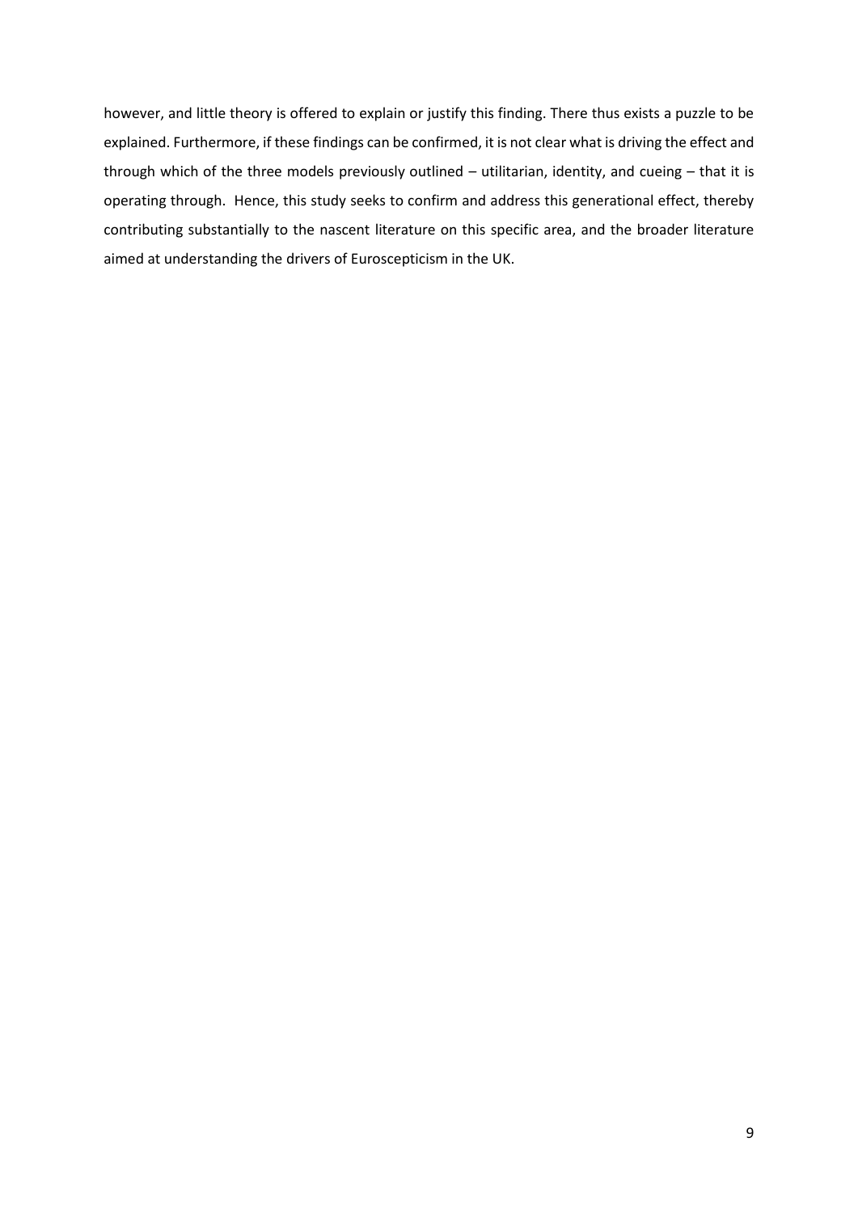however, and little theory is offered to explain or justify this finding. There thus exists a puzzle to be explained. Furthermore, if these findings can be confirmed, it is not clear what is driving the effect and through which of the three models previously outlined – utilitarian, identity, and cueing – that it is operating through. Hence, this study seeks to confirm and address this generational effect, thereby contributing substantially to the nascent literature on this specific area, and the broader literature aimed at understanding the drivers of Euroscepticism in the UK.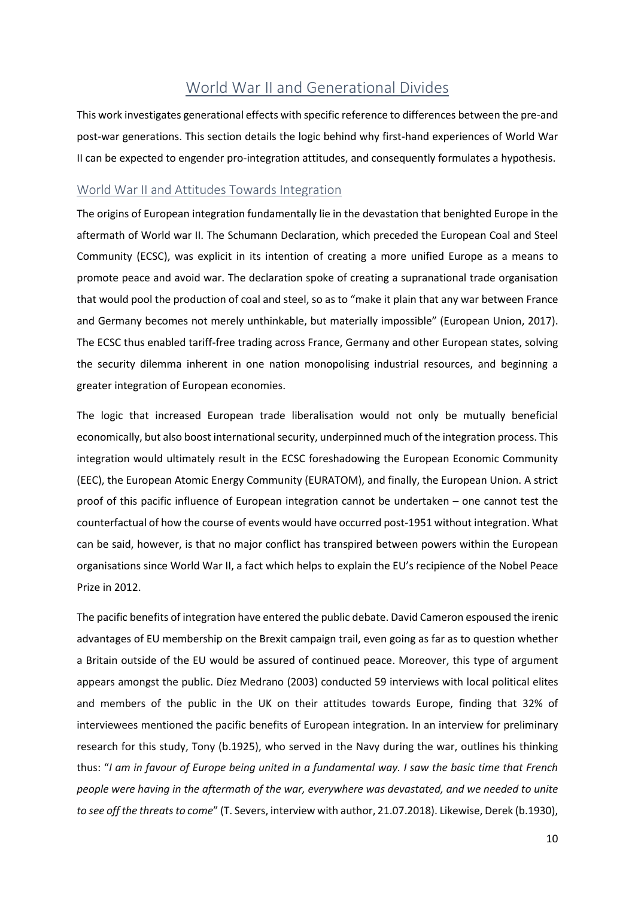## World War II and Generational Divides

This work investigates generational effects with specific reference to differences between the pre-and post-war generations. This section details the logic behind why first-hand experiences of World War II can be expected to engender pro-integration attitudes, and consequently formulates a hypothesis.

### World War II and Attitudes Towards Integration

The origins of European integration fundamentally lie in the devastation that benighted Europe in the aftermath of World war II. The Schumann Declaration, which preceded the European Coal and Steel Community (ECSC), was explicit in its intention of creating a more unified Europe as a means to promote peace and avoid war. The declaration spoke of creating a supranational trade organisation that would pool the production of coal and steel, so as to "make it plain that any war between France and Germany becomes not merely unthinkable, but materially impossible" (European Union, 2017). The ECSC thus enabled tariff-free trading across France, Germany and other European states, solving the security dilemma inherent in one nation monopolising industrial resources, and beginning a greater integration of European economies.

The logic that increased European trade liberalisation would not only be mutually beneficial economically, but also boost international security, underpinned much of the integration process. This integration would ultimately result in the ECSC foreshadowing the European Economic Community (EEC), the European Atomic Energy Community (EURATOM), and finally, the European Union. A strict proof of this pacific influence of European integration cannot be undertaken – one cannot test the counterfactual of how the course of events would have occurred post-1951 without integration. What can be said, however, is that no major conflict has transpired between powers within the European organisations since World War II, a fact which helps to explain the EU's recipience of the Nobel Peace Prize in 2012.

The pacific benefits of integration have entered the public debate. David Cameron espoused the irenic advantages of EU membership on the Brexit campaign trail, even going as far as to question whether a Britain outside of the EU would be assured of continued peace. Moreover, this type of argument appears amongst the public. Díez Medrano (2003) conducted 59 interviews with local political elites and members of the public in the UK on their attitudes towards Europe, finding that 32% of interviewees mentioned the pacific benefits of European integration. In an interview for preliminary research for this study, Tony (b.1925), who served in the Navy during the war, outlines his thinking thus: "*I am in favour of Europe being united in a fundamental way. I saw the basic time that French people were having in the aftermath of the war, everywhere was devastated, and we needed to unite to see off the threats to come*" (T. Severs, interview with author, 21.07.2018). Likewise, Derek (b.1930),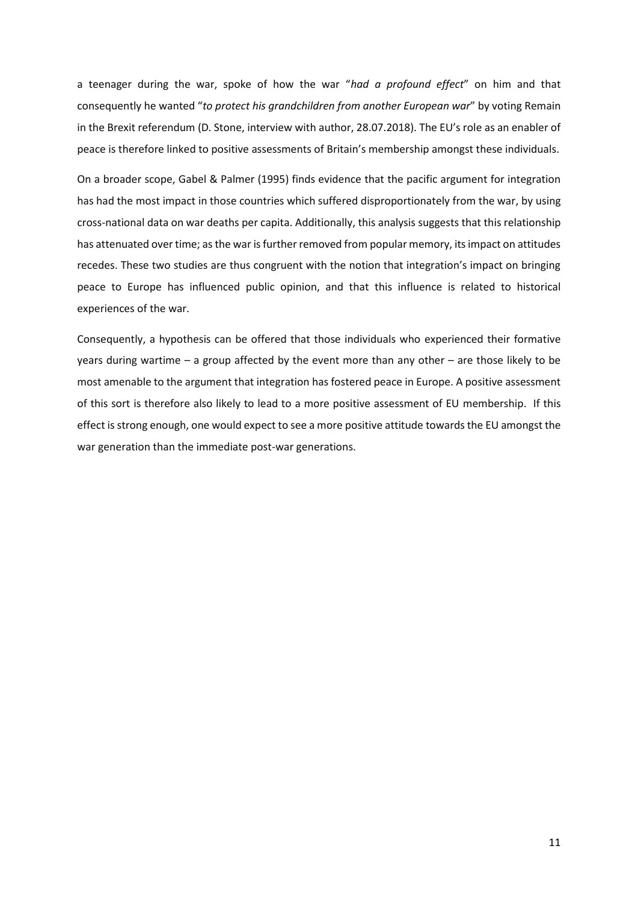a teenager during the war, spoke of how the war "*had a profound effect*" on him and that consequently he wanted "*to protect his grandchildren from another European war*" by voting Remain in the Brexit referendum (D. Stone, interview with author, 28.07.2018). The EU's role as an enabler of peace is therefore linked to positive assessments of Britain's membership amongst these individuals.

On a broader scope, Gabel & Palmer (1995) finds evidence that the pacific argument for integration has had the most impact in those countries which suffered disproportionately from the war, by using cross-national data on war deaths per capita. Additionally, this analysis suggests that this relationship has attenuated over time; as the war is further removed from popular memory, its impact on attitudes recedes. These two studies are thus congruent with the notion that integration's impact on bringing peace to Europe has influenced public opinion, and that this influence is related to historical experiences of the war.

Consequently, a hypothesis can be offered that those individuals who experienced their formative years during wartime – a group affected by the event more than any other – are those likely to be most amenable to the argument that integration has fostered peace in Europe. A positive assessment of this sort is therefore also likely to lead to a more positive assessment of EU membership. If this effect is strong enough, one would expect to see a more positive attitude towards the EU amongst the war generation than the immediate post-war generations.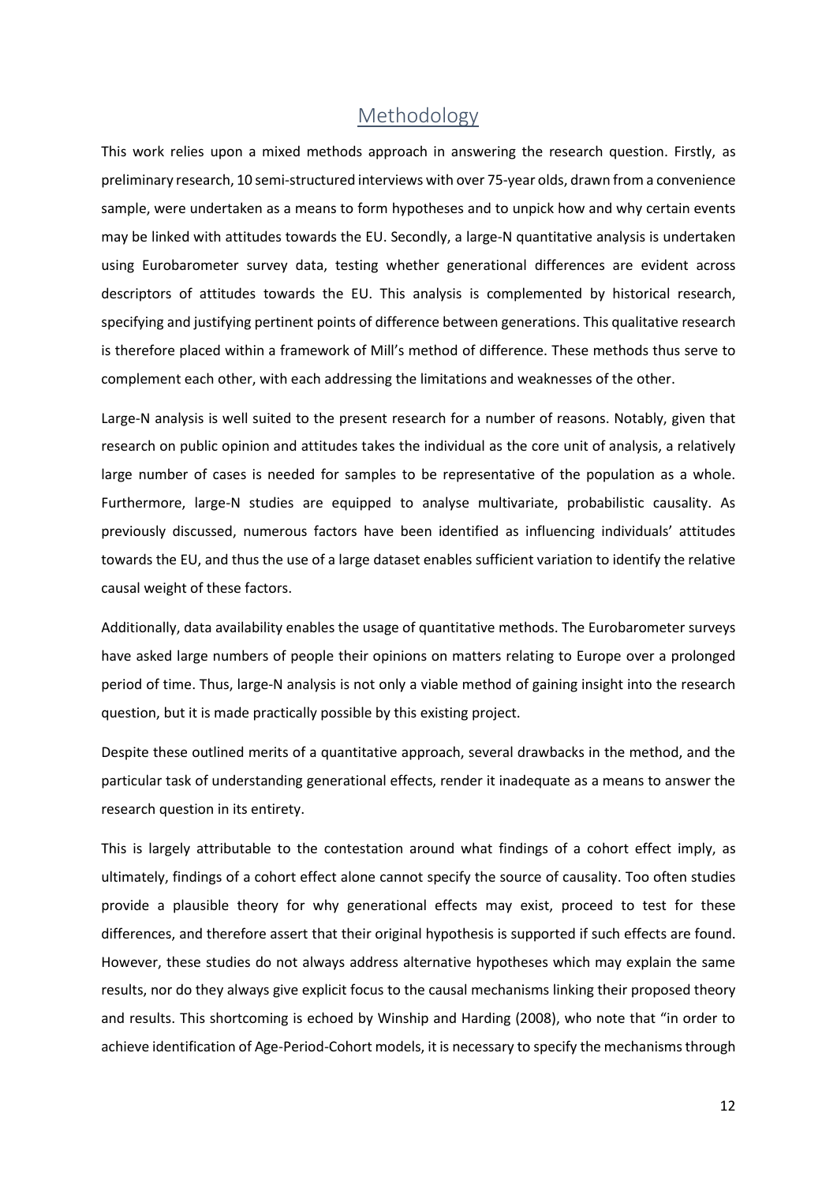## Methodology

This work relies upon a mixed methods approach in answering the research question. Firstly, as preliminary research, 10 semi-structured interviews with over 75-year olds, drawn from a convenience sample, were undertaken as a means to form hypotheses and to unpick how and why certain events may be linked with attitudes towards the EU. Secondly, a large-N quantitative analysis is undertaken using Eurobarometer survey data, testing whether generational differences are evident across descriptors of attitudes towards the EU. This analysis is complemented by historical research, specifying and justifying pertinent points of difference between generations. This qualitative research is therefore placed within a framework of Mill's method of difference. These methods thus serve to complement each other, with each addressing the limitations and weaknesses of the other.

Large-N analysis is well suited to the present research for a number of reasons. Notably, given that research on public opinion and attitudes takes the individual as the core unit of analysis, a relatively large number of cases is needed for samples to be representative of the population as a whole. Furthermore, large-N studies are equipped to analyse multivariate, probabilistic causality. As previously discussed, numerous factors have been identified as influencing individuals' attitudes towards the EU, and thus the use of a large dataset enables sufficient variation to identify the relative causal weight of these factors.

Additionally, data availability enables the usage of quantitative methods. The Eurobarometer surveys have asked large numbers of people their opinions on matters relating to Europe over a prolonged period of time. Thus, large-N analysis is not only a viable method of gaining insight into the research question, but it is made practically possible by this existing project.

Despite these outlined merits of a quantitative approach, several drawbacks in the method, and the particular task of understanding generational effects, render it inadequate as a means to answer the research question in its entirety.

This is largely attributable to the contestation around what findings of a cohort effect imply, as ultimately, findings of a cohort effect alone cannot specify the source of causality. Too often studies provide a plausible theory for why generational effects may exist, proceed to test for these differences, and therefore assert that their original hypothesis is supported if such effects are found. However, these studies do not always address alternative hypotheses which may explain the same results, nor do they always give explicit focus to the causal mechanisms linking their proposed theory and results. This shortcoming is echoed by Winship and Harding (2008), who note that "in order to achieve identification of Age-Period-Cohort models, it is necessary to specify the mechanisms through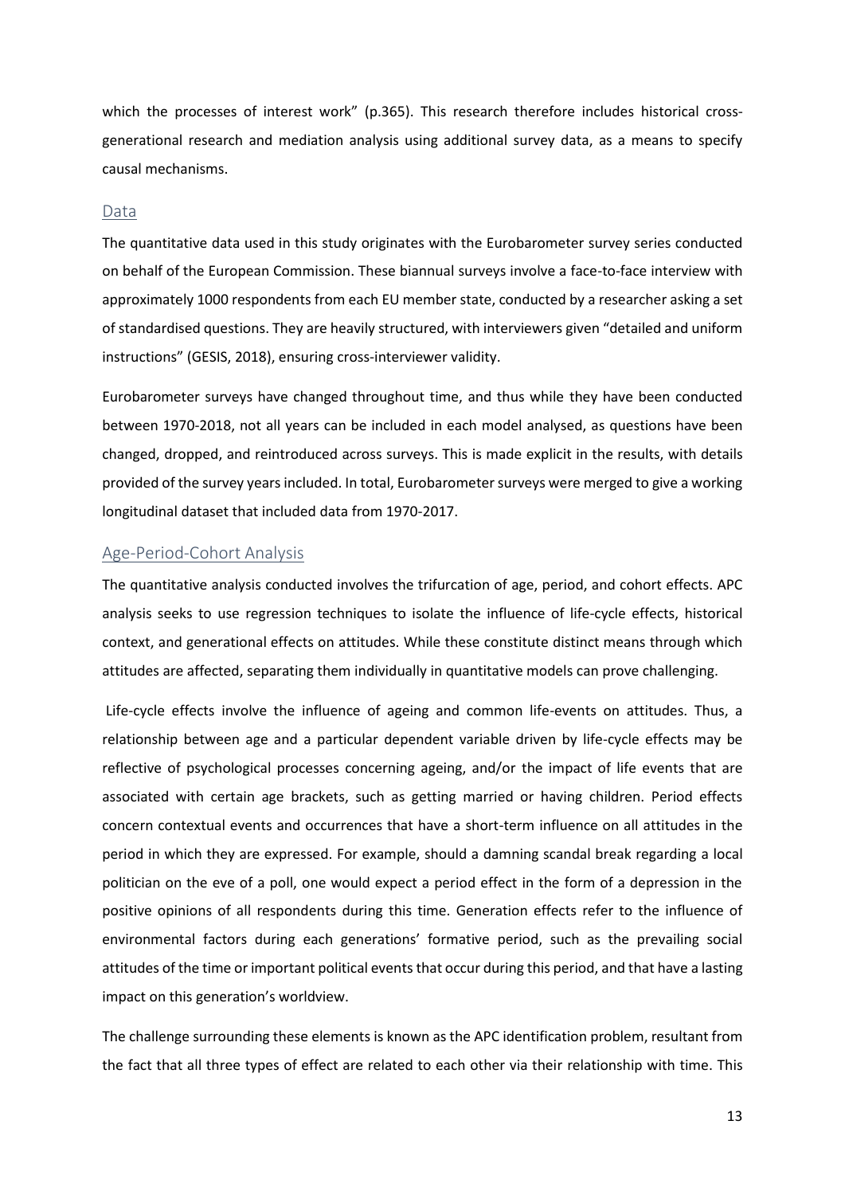which the processes of interest work" (p.365). This research therefore includes historical cross-generational research and mediation analysis using additional survey data, as a means to specify causal mechanisms.

## Data

The quantitative data used in this study originates with the Eurobarometer survey series conducted on behalf of the European Commission. These biannual surveys involve a face-to-face interview with approximately 1000 respondents from each EU member state, conducted by a researcher asking a set of standardised questions. They are heavily structured, with interviewers given "detailed and uniform instructions" (GESIS, 2018), ensuring cross-interviewer validity.

Eurobarometer surveys have changed throughout time, and thus while they have been conducted between 1970-2018, not all years can be included in each model analysed, as questions have been changed, dropped, and reintroduced across surveys. This is made explicit in the results, with details provided of the survey years included. In total, Eurobarometer surveys were merged to give a working longitudinal dataset that included data from 1970-2017.

## Age-Period-Cohort Analysis

The quantitative analysis conducted involves the trifurcation of age, period, and cohort effects. APC analysis seeks to use regression techniques to isolate the influence of life-cycle effects, historical context, and generational effects on attitudes. While these constitute distinct means through which attitudes are affected, separating them individually in quantitative models can prove challenging.

Life-cycle effects involve the influence of ageing and common life-events on attitudes. Thus, a relationship between age and a particular dependent variable driven by life-cycle effects may be reflective of psychological processes concerning ageing, and/or the impact of life events that are associated with certain age brackets, such as getting married or having children. Period effects concern contextual events and occurrences that have a short-term influence on all attitudes in the period in which they are expressed. For example, should a damning scandal break regarding a local politician on the eve of a poll, one would expect a period effect in the form of a depression in the positive opinions of all respondents during this time. Generation effects refer to the influence of environmental factors during each generations' formative period, such as the prevailing social attitudes of the time or important political events that occur during this period, and that have a lasting impact on this generation's worldview.

The challenge surrounding these elements is known as the APC identification problem, resultant from the fact that all three types of effect are related to each other via their relationship with time. This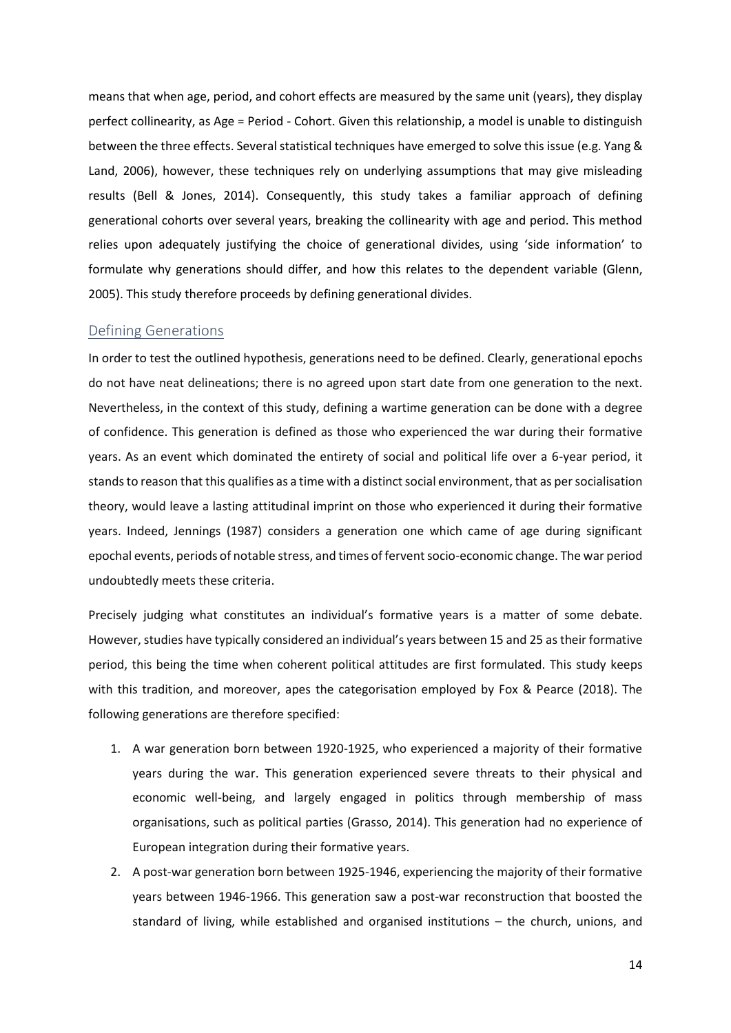means that when age, period, and cohort effects are measured by the same unit (years), they display perfect collinearity, as Age = Period - Cohort. Given this relationship, a model is unable to distinguish between the three effects. Several statistical techniques have emerged to solve this issue (e.g. Yang & Land, 2006), however, these techniques rely on underlying assumptions that may give misleading results (Bell & Jones, 2014). Consequently, this study takes a familiar approach of defining generational cohorts over several years, breaking the collinearity with age and period. This method relies upon adequately justifying the choice of generational divides, using 'side information' to formulate why generations should differ, and how this relates to the dependent variable (Glenn, 2005). This study therefore proceeds by defining generational divides.

## Defining Generations

In order to test the outlined hypothesis, generations need to be defined. Clearly, generational epochs do not have neat delineations; there is no agreed upon start date from one generation to the next. Nevertheless, in the context of this study, defining a wartime generation can be done with a degree of confidence. This generation is defined as those who experienced the war during their formative years. As an event which dominated the entirety of social and political life over a 6-year period, it stands to reason that this qualifies as a time with a distinct social environment, that as per socialisation theory, would leave a lasting attitudinal imprint on those who experienced it during their formative years. Indeed, Jennings (1987) considers a generation one which came of age during significant epochal events, periods of notable stress, and times of fervent socio-economic change. The war period undoubtedly meets these criteria.

Precisely judging what constitutes an individual's formative years is a matter of some debate. However, studies have typically considered an individual's years between 15 and 25 as their formative period, this being the time when coherent political attitudes are first formulated. This study keeps with this tradition, and moreover, apes the categorisation employed by Fox & Pearce (2018). The following generations are therefore specified:

1. A war generation born between 1920-1925, who experienced a majority of their formative years during the war. This generation experienced severe threats to their physical and economic well-being, and largely engaged in politics through membership of mass organisations, such as political parties (Grasso, 2014). This generation had no experience of European integration during their formative years.
2. A post-war generation born between 1925-1946, experiencing the majority of their formative years between 1946-1966. This generation saw a post-war reconstruction that boosted the standard of living, while established and organised institutions – the church, unions, and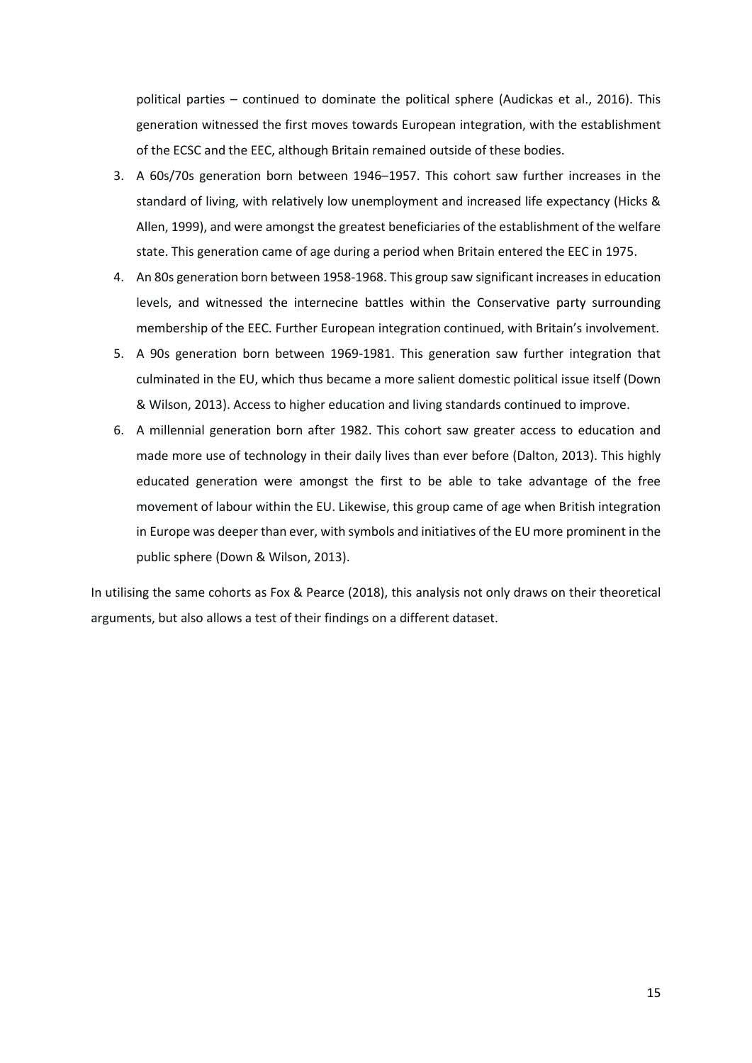political parties – continued to dominate the political sphere (Audickas et al., 2016). This generation witnessed the first moves towards European integration, with the establishment of the ECSC and the EEC, although Britain remained outside of these bodies.

3. A 60s/70s generation born between 1946–1957. This cohort saw further increases in the standard of living, with relatively low unemployment and increased life expectancy (Hicks & Allen, 1999), and were amongst the greatest beneficiaries of the establishment of the welfare state. This generation came of age during a period when Britain entered the EEC in 1975.
4. An 80s generation born between 1958-1968. This group saw significant increases in education levels, and witnessed the internecine battles within the Conservative party surrounding membership of the EEC. Further European integration continued, with Britain's involvement.
5. A 90s generation born between 1969-1981. This generation saw further integration that culminated in the EU, which thus became a more salient domestic political issue itself (Down & Wilson, 2013). Access to higher education and living standards continued to improve.
6. A millennial generation born after 1982. This cohort saw greater access to education and made more use of technology in their daily lives than ever before (Dalton, 2013). This highly educated generation were amongst the first to be able to take advantage of the free movement of labour within the EU. Likewise, this group came of age when British integration in Europe was deeper than ever, with symbols and initiatives of the EU more prominent in the public sphere (Down & Wilson, 2013).

In utilising the same cohorts as Fox & Pearce (2018), this analysis not only draws on their theoretical arguments, but also allows a test of their findings on a different dataset.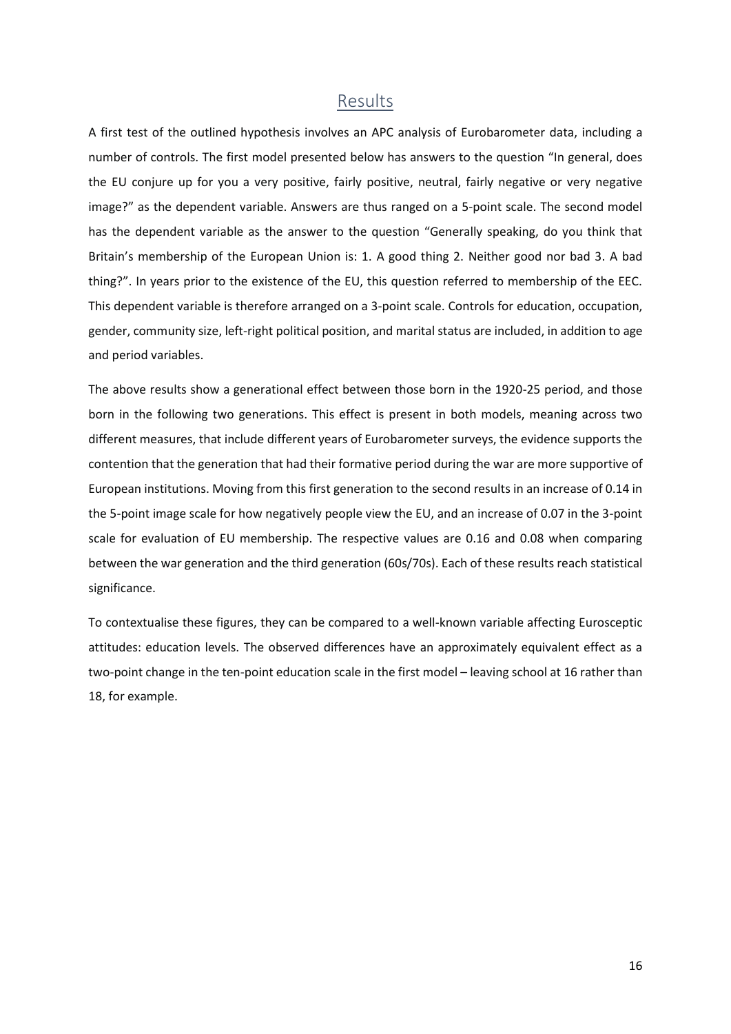## Results

A first test of the outlined hypothesis involves an APC analysis of Eurobarometer data, including a number of controls. The first model presented below has answers to the question "In general, does the EU conjure up for you a very positive, fairly positive, neutral, fairly negative or very negative image?" as the dependent variable. Answers are thus ranged on a 5-point scale. The second model has the dependent variable as the answer to the question "Generally speaking, do you think that Britain's membership of the European Union is: 1. A good thing 2. Neither good nor bad 3. A bad thing?". In years prior to the existence of the EU, this question referred to membership of the EEC. This dependent variable is therefore arranged on a 3-point scale. Controls for education, occupation, gender, community size, left-right political position, and marital status are included, in addition to age and period variables.

The above results show a generational effect between those born in the 1920-25 period, and those born in the following two generations. This effect is present in both models, meaning across two different measures, that include different years of Eurobarometer surveys, the evidence supports the contention that the generation that had their formative period during the war are more supportive of European institutions. Moving from this first generation to the second results in an increase of 0.14 in the 5-point image scale for how negatively people view the EU, and an increase of 0.07 in the 3-point scale for evaluation of EU membership. The respective values are 0.16 and 0.08 when comparing between the war generation and the third generation (60s/70s). Each of these results reach statistical significance.

To contextualise these figures, they can be compared to a well-known variable affecting Eurosceptic attitudes: education levels. The observed differences have an approximately equivalent effect as a two-point change in the ten-point education scale in the first model – leaving school at 16 rather than 18, for example.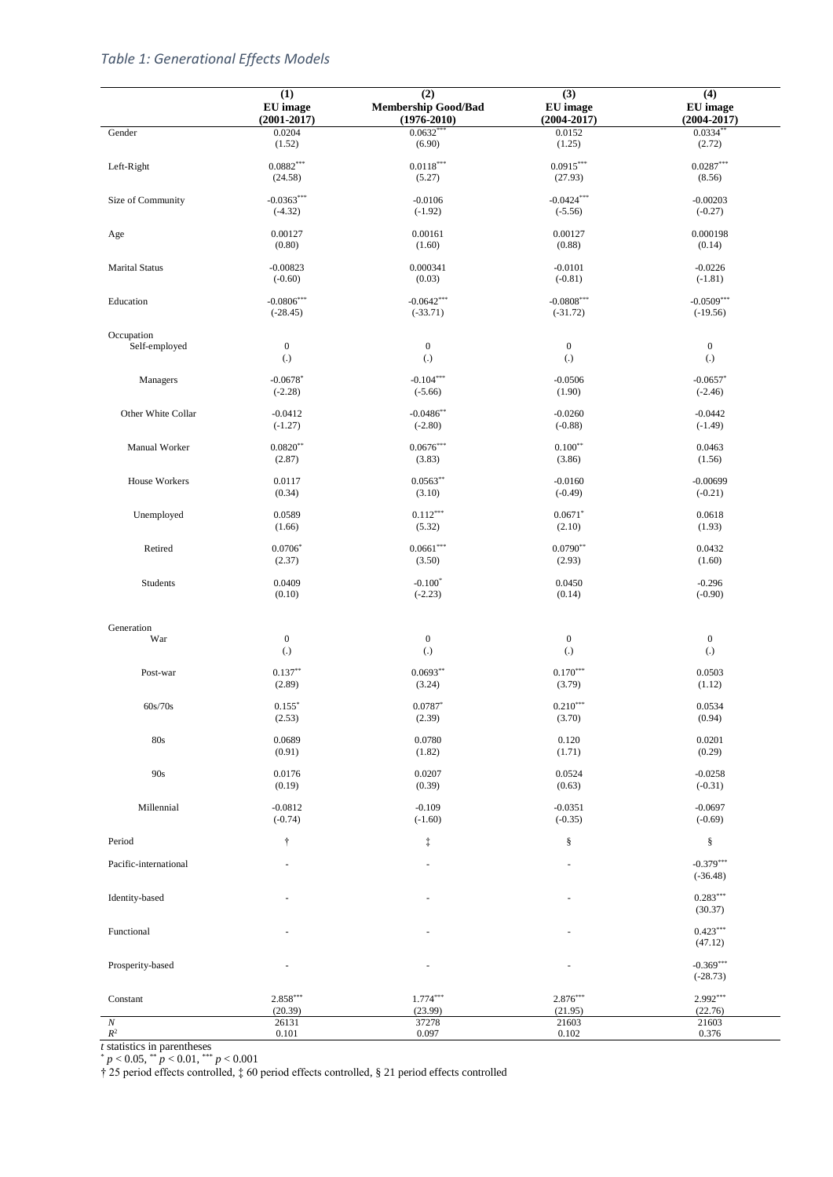*Table 1: Generational Effects Models*

| | (1) EU image (2001-2017) | (2) Membership Good/Bad (1976-2010) | (3) EU image (2004-2017) | (4) EU image (2004-2017) |
|---|---|---|---|---|
| Gender | 0.0204 | 0.0632*** | 0.0152 | 0.0334** |
| | (1.52) | (6.90) | (1.25) | (2.72) |
| Left-Right | 0.0882*** | 0.0118*** | 0.0915*** | 0.0287*** |
| | (24.58) | (5.27) | (27.93) | (8.56) |
| Size of Community | -0.0363*** | -0.0106 | -0.0424*** | -0.00203 |
| | (-4.32) | (-1.92) | (-5.56) | (-0.27) |
| Age | 0.00127 | 0.00161 | 0.00127 | 0.000198 |
| | (0.80) | (1.60) | (0.88) | (0.14) |
| Marital Status | -0.00823 | 0.000341 | -0.0101 | -0.0226 |
| | (-0.60) | (0.03) | (-0.81) | (-1.81) |
| Education | -0.0806*** | -0.0642*** | -0.0808*** | -0.0509*** |
| | (-28.45) | (-33.71) | (-31.72) | (-19.56) |
| Occupation | | | | |
| Self-employed | 0 | 0 | 0 | 0 |
| | (.) | (.) | (.) | (.) |
| Managers | -0.0678* | -0.104*** | -0.0506 | -0.0657* |
| | (-2.28) | (-5.66) | (1.90) | (-2.46) |
| Other White Collar | -0.0412 | -0.0486** | -0.0260 | -0.0442 |
| | (-1.27) | (-2.80) | (-0.88) | (-1.49) |
| Manual Worker | 0.0820** | 0.0676*** | 0.100** | 0.0463 |
| | (2.87) | (3.83) | (3.86) | (1.56) |
| House Workers | 0.0117 | 0.0563** | -0.0160 | -0.00699 |
| | (0.34) | (3.10) | (-0.49) | (-0.21) |
| Unemployed | 0.0589 | 0.112*** | 0.0671* | 0.0618 |
| | (1.66) | (5.32) | (2.10) | (1.93) |
| Retired | 0.0706* | 0.0661*** | 0.0790** | 0.0432 |
| | (2.37) | (3.50) | (2.93) | (1.60) |
| Students | 0.0409 | -0.100* | 0.0450 | -0.296 |
| | (0.10) | (-2.23) | (0.14) | (-0.90) |
| Generation | | | | |
| War | 0 | 0 | 0 | 0 |
| | (.) | (.) | (.) | (.) |
| Post-war | 0.137** | 0.0693** | 0.170*** | 0.0503 |
| | (2.89) | (3.24) | (3.79) | (1.12) |
| 60s/70s | 0.155* | 0.0787* | 0.210*** | 0.0534 |
| | (2.53) | (2.39) | (3.70) | (0.94) |
| 80s | 0.0689 | 0.0780 | 0.120 | 0.0201 |
| | (0.91) | (1.82) | (1.71) | (0.29) |
| 90s | 0.0176 | 0.0207 | 0.0524 | -0.0258 |
| | (0.19) | (0.39) | (0.63) | (-0.31) |
| Millennial | -0.0812 | -0.109 | -0.0351 | -0.0697 |
| | (-0.74) | (-1.60) | (-0.35) | (-0.69) |
| Period | † | ‡ | § | § |
| Pacific-international | - | - | - | -0.379*** |
| | | | | (-36.48) |
| Identity-based | - | - | - | 0.283*** |
| | | | | (30.37) |
| Functional | - | - | - | 0.423*** |
| | | | | (47.12) |
| Prosperity-based | - | - | - | -0.369*** |
| | | | | (-28.73) |
| Constant | 2.858*** | 1.774*** | 2.876*** | 2.992*** |
| | (20.39) | (23.99) | (21.95) | (22.76) |
| $N$ | 26131 | 37278 | 21603 | 21603 |
| $R^2$ | 0.101 | 0.097 | 0.102 | 0.376 |

*t* statistics in parentheses

* $p < 0.05$, ** $p < 0.01$, *** $p < 0.001$

† 25 period effects controlled, ‡ 60 period effects controlled, § 21 period effects controlled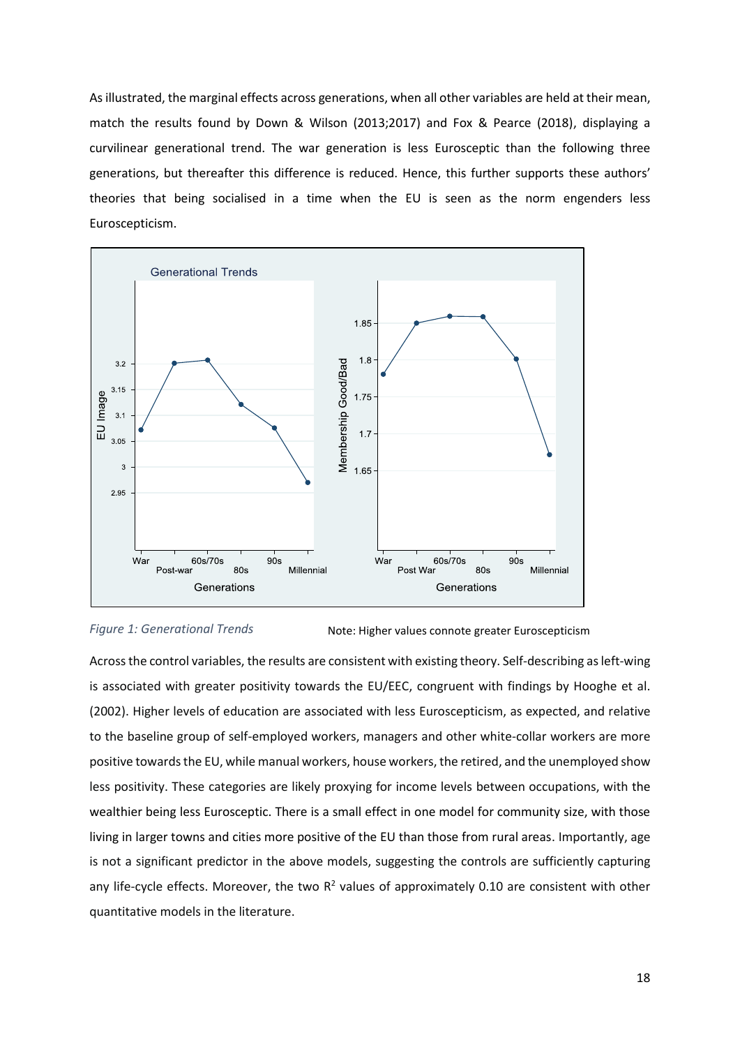As illustrated, the marginal effects across generations, when all other variables are held at their mean, match the results found by Down & Wilson (2013;2017) and Fox & Pearce (2018), displaying a curvilinear generational trend. The war generation is less Eurosceptic than the following three generations, but thereafter this difference is reduced. Hence, this further supports these authors' theories that being socialised in a time when the EU is seen as the norm engenders less Euroscepticism.

*Figure 1: Generational Trends* Note: Higher values connote greater Euroscepticism

Across the control variables, the results are consistent with existing theory. Self-describing as left-wing is associated with greater positivity towards the EU/EEC, congruent with findings by Hooghe et al. (2002). Higher levels of education are associated with less Euroscepticism, as expected, and relative to the baseline group of self-employed workers, managers and other white-collar workers are more positive towards the EU, while manual workers, house workers, the retired, and the unemployed show less positivity. These categories are likely proxying for income levels between occupations, with the wealthier being less Eurosceptic. There is a small effect in one model for community size, with those living in larger towns and cities more positive of the EU than those from rural areas. Importantly, age is not a significant predictor in the above models, suggesting the controls are sufficiently capturing any life-cycle effects. Moreover, the two $R^2$ values of approximately 0.10 are consistent with other quantitative models in the literature.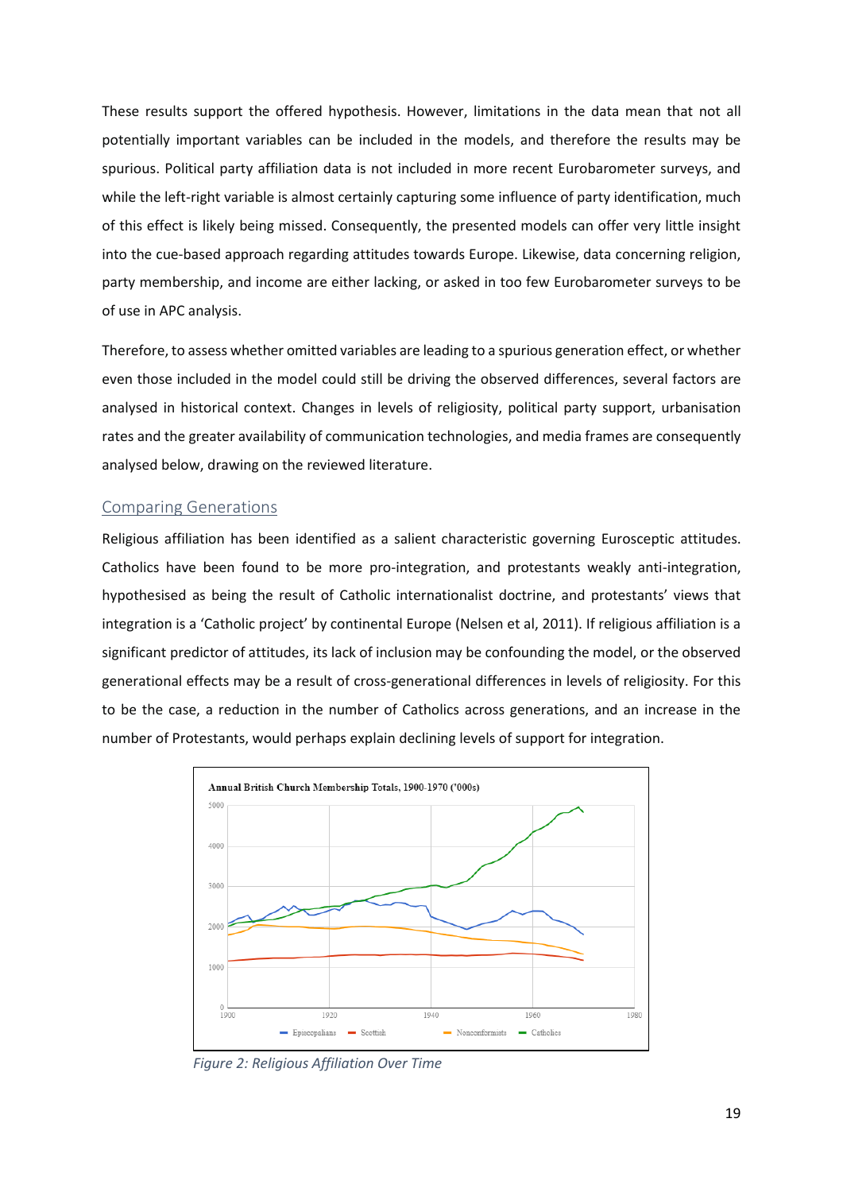These results support the offered hypothesis. However, limitations in the data mean that not all potentially important variables can be included in the models, and therefore the results may be spurious. Political party affiliation data is not included in more recent Eurobarometer surveys, and while the left-right variable is almost certainly capturing some influence of party identification, much of this effect is likely being missed. Consequently, the presented models can offer very little insight into the cue-based approach regarding attitudes towards Europe. Likewise, data concerning religion, party membership, and income are either lacking, or asked in too few Eurobarometer surveys to be of use in APC analysis.

Therefore, to assess whether omitted variables are leading to a spurious generation effect, or whether even those included in the model could still be driving the observed differences, several factors are analysed in historical context. Changes in levels of religiosity, political party support, urbanisation rates and the greater availability of communication technologies, and media frames are consequently analysed below, drawing on the reviewed literature.

## Comparing Generations

Religious affiliation has been identified as a salient characteristic governing Eurosceptic attitudes. Catholics have been found to be more pro-integration, and protestants weakly anti-integration, hypothesised as being the result of Catholic internationalist doctrine, and protestants' views that integration is a 'Catholic project' by continental Europe (Nelsen et al, 2011). If religious affiliation is a significant predictor of attitudes, its lack of inclusion may be confounding the model, or the observed generational effects may be a result of cross-generational differences in levels of religiosity. For this to be the case, a reduction in the number of Catholics across generations, and an increase in the number of Protestants, would perhaps explain declining levels of support for integration.

*Figure 2: Religious Affiliation Over Time*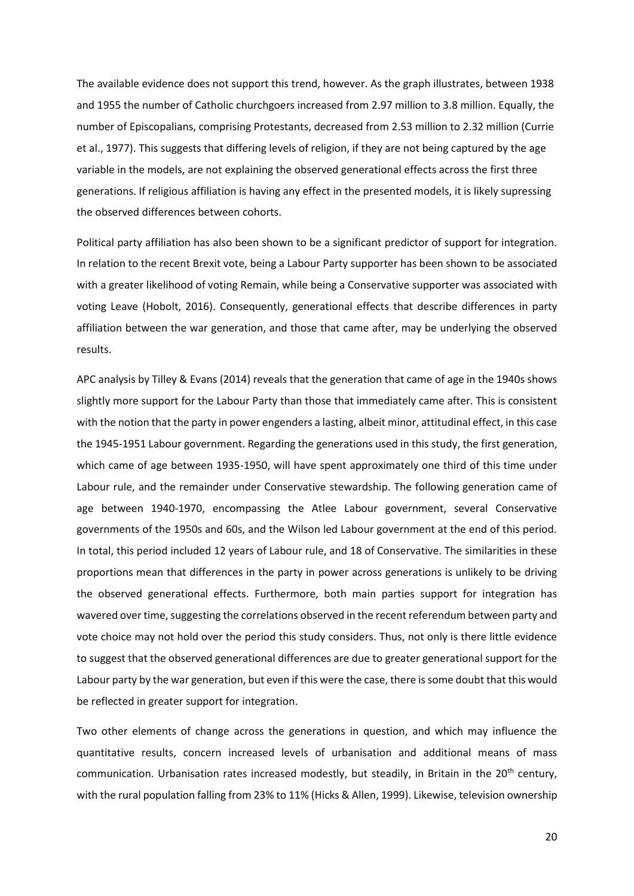The available evidence does not support this trend, however. As the graph illustrates, between 1938 and 1955 the number of Catholic churchgoers increased from 2.97 million to 3.8 million. Equally, the number of Episcopalians, comprising Protestants, decreased from 2.53 million to 2.32 million (Currie et al., 1977). This suggests that differing levels of religion, if they are not being captured by the age variable in the models, are not explaining the observed generational effects across the first three generations. If religious affiliation is having any effect in the presented models, it is likely supressing the observed differences between cohorts.

Political party affiliation has also been shown to be a significant predictor of support for integration. In relation to the recent Brexit vote, being a Labour Party supporter has been shown to be associated with a greater likelihood of voting Remain, while being a Conservative supporter was associated with voting Leave (Hobolt, 2016). Consequently, generational effects that describe differences in party affiliation between the war generation, and those that came after, may be underlying the observed results.

APC analysis by Tilley & Evans (2014) reveals that the generation that came of age in the 1940s shows slightly more support for the Labour Party than those that immediately came after. This is consistent with the notion that the party in power engenders a lasting, albeit minor, attitudinal effect, in this case the 1945-1951 Labour government. Regarding the generations used in this study, the first generation, which came of age between 1935-1950, will have spent approximately one third of this time under Labour rule, and the remainder under Conservative stewardship. The following generation came of age between 1940-1970, encompassing the Atlee Labour government, several Conservative governments of the 1950s and 60s, and the Wilson led Labour government at the end of this period. In total, this period included 12 years of Labour rule, and 18 of Conservative. The similarities in these proportions mean that differences in the party in power across generations is unlikely to be driving the observed generational effects. Furthermore, both main parties support for integration has wavered over time, suggesting the correlations observed in the recent referendum between party and vote choice may not hold over the period this study considers. Thus, not only is there little evidence to suggest that the observed generational differences are due to greater generational support for the Labour party by the war generation, but even if this were the case, there is some doubt that this would be reflected in greater support for integration.

Two other elements of change across the generations in question, and which may influence the quantitative results, concern increased levels of urbanisation and additional means of mass communication. Urbanisation rates increased modestly, but steadily, in Britain in the 20th century, with the rural population falling from 23% to 11% (Hicks & Allen, 1999). Likewise, television ownership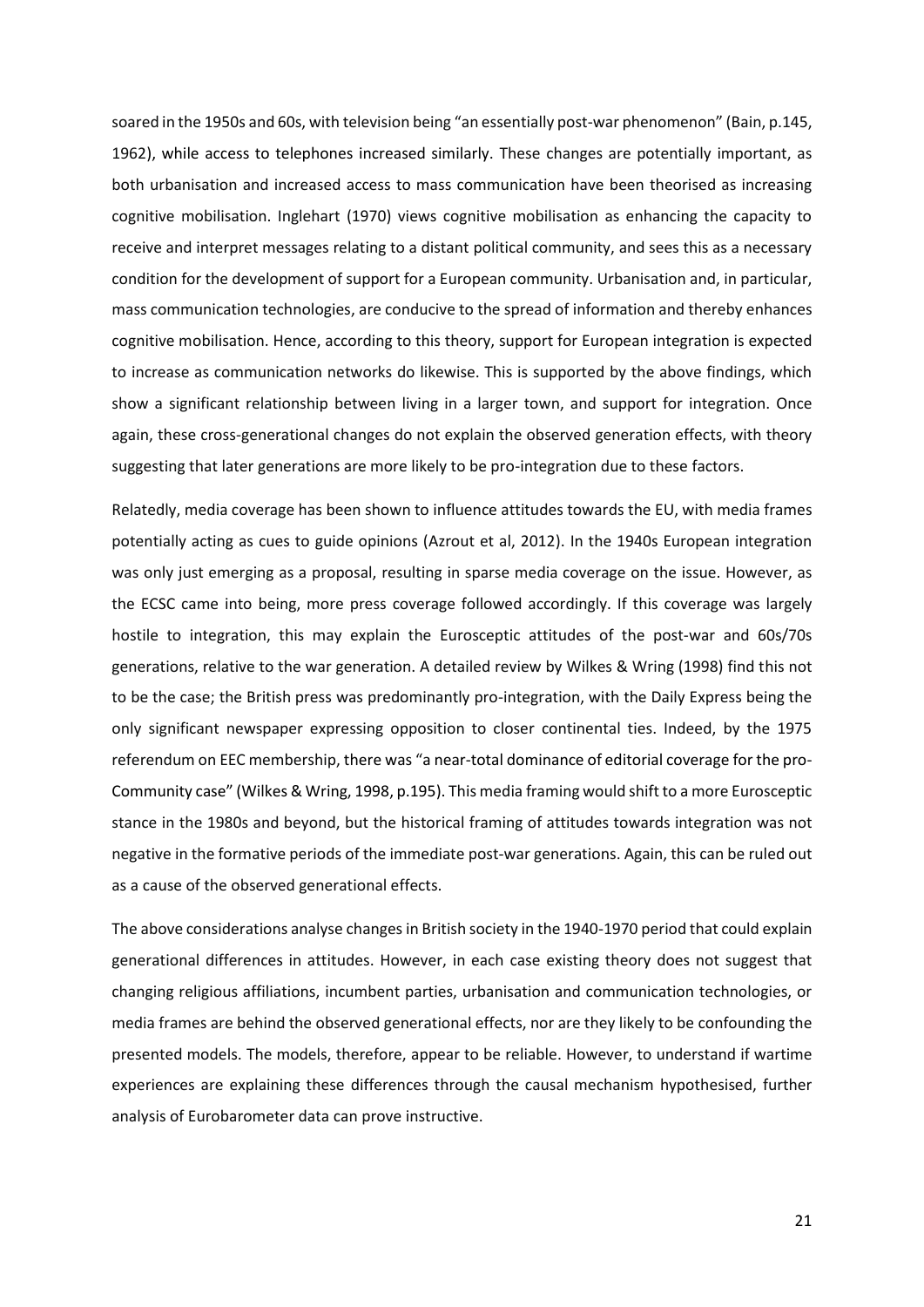soared in the 1950s and 60s, with television being "an essentially post-war phenomenon" (Bain, p.145, 1962), while access to telephones increased similarly. These changes are potentially important, as both urbanisation and increased access to mass communication have been theorised as increasing cognitive mobilisation. Inglehart (1970) views cognitive mobilisation as enhancing the capacity to receive and interpret messages relating to a distant political community, and sees this as a necessary condition for the development of support for a European community. Urbanisation and, in particular, mass communication technologies, are conducive to the spread of information and thereby enhances cognitive mobilisation. Hence, according to this theory, support for European integration is expected to increase as communication networks do likewise. This is supported by the above findings, which show a significant relationship between living in a larger town, and support for integration. Once again, these cross-generational changes do not explain the observed generation effects, with theory suggesting that later generations are more likely to be pro-integration due to these factors.

Relatedly, media coverage has been shown to influence attitudes towards the EU, with media frames potentially acting as cues to guide opinions (Azrout et al, 2012). In the 1940s European integration was only just emerging as a proposal, resulting in sparse media coverage on the issue. However, as the ECSC came into being, more press coverage followed accordingly. If this coverage was largely hostile to integration, this may explain the Eurosceptic attitudes of the post-war and 60s/70s generations, relative to the war generation. A detailed review by Wilkes & Wring (1998) find this not to be the case; the British press was predominantly pro-integration, with the Daily Express being the only significant newspaper expressing opposition to closer continental ties. Indeed, by the 1975 referendum on EEC membership, there was "a near-total dominance of editorial coverage for the pro-Community case" (Wilkes & Wring, 1998, p.195). This media framing would shift to a more Eurosceptic stance in the 1980s and beyond, but the historical framing of attitudes towards integration was not negative in the formative periods of the immediate post-war generations. Again, this can be ruled out as a cause of the observed generational effects.

The above considerations analyse changes in British society in the 1940-1970 period that could explain generational differences in attitudes. However, in each case existing theory does not suggest that changing religious affiliations, incumbent parties, urbanisation and communication technologies, or media frames are behind the observed generational effects, nor are they likely to be confounding the presented models. The models, therefore, appear to be reliable. However, to understand if wartime experiences are explaining these differences through the causal mechanism hypothesised, further analysis of Eurobarometer data can prove instructive.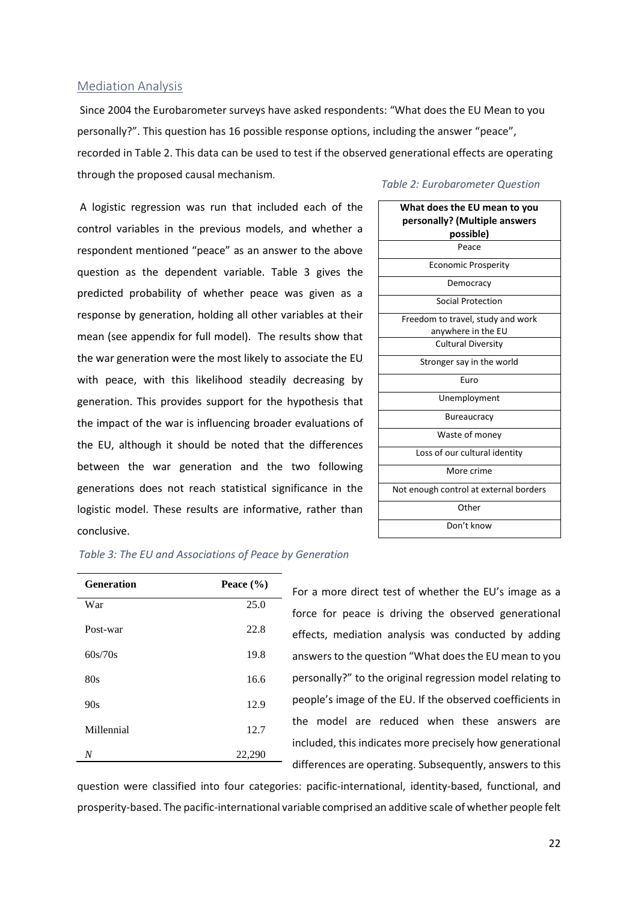## Mediation Analysis

Since 2004 the Eurobarometer surveys have asked respondents: "What does the EU Mean to you personally?". This question has 16 possible response options, including the answer "peace", recorded in Table 2. This data can be used to test if the observed generational effects are operating through the proposed causal mechanism.

*Table 2: Eurobarometer Question*

| **What does the EU mean to you personally? (Multiple answers possible)** |
|---|
| Peace |
| Economic Prosperity |
| Democracy |
| Social Protection |
| Freedom to travel, study and work anywhere in the EU |
| Cultural Diversity |
| Stronger say in the world |
| Euro |
| Unemployment |
| Bureaucracy |
| Waste of money |
| Loss of our cultural identity |
| More crime |
| Not enough control at external borders |
| Other |
| Don't know |

A logistic regression was run that included each of the control variables in the previous models, and whether a respondent mentioned "peace" as an answer to the above question as the dependent variable. Table 3 gives the predicted probability of whether peace was given as a response by generation, holding all other variables at their mean (see appendix for full model). The results show that the war generation were the most likely to associate the EU with peace, with this likelihood steadily decreasing by generation. This provides support for the hypothesis that the impact of the war is influencing broader evaluations of the EU, although it should be noted that the differences between the war generation and the two following generations does not reach statistical significance in the logistic model. These results are informative, rather than conclusive.

*Table 3: The EU and Associations of Peace by Generation*

| **Generation** | **Peace (%)** |
|---|---|
| War | 25.0 |
| Post-war | 22.8 |
| 60s/70s | 19.8 |
| 80s | 16.6 |
| 90s | 12.9 |
| Millennial | 12.7 |
| *N* | 22,290 |

For a more direct test of whether the EU's image as a force for peace is driving the observed generational effects, mediation analysis was conducted by adding answers to the question "What does the EU mean to you personally?" to the original regression model relating to people's image of the EU. If the observed coefficients in the model are reduced when these answers are included, this indicates more precisely how generational differences are operating. Subsequently, answers to this question were classified into four categories: pacific-international, identity-based, functional, and prosperity-based. The pacific-international variable comprised an additive scale of whether people felt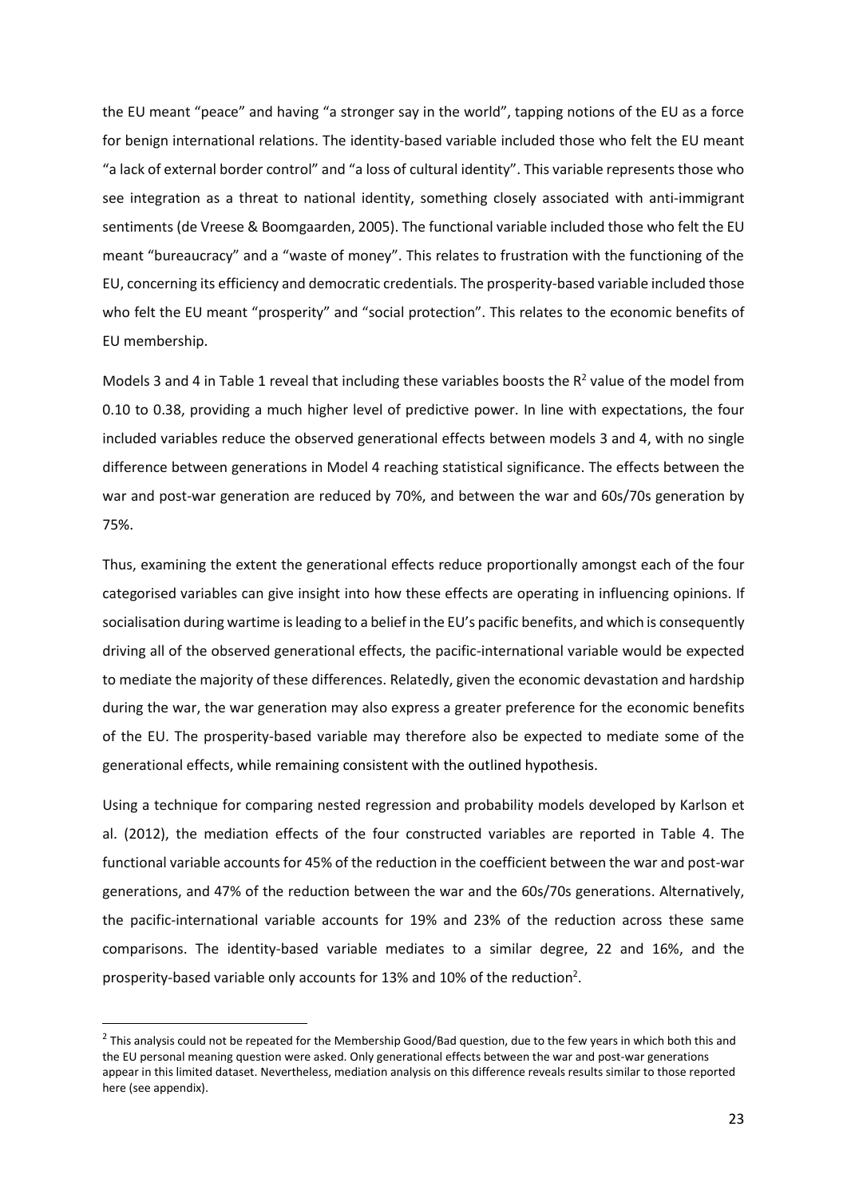the EU meant "peace" and having "a stronger say in the world", tapping notions of the EU as a force for benign international relations. The identity-based variable included those who felt the EU meant "a lack of external border control" and "a loss of cultural identity". This variable represents those who see integration as a threat to national identity, something closely associated with anti-immigrant sentiments (de Vreese & Boomgaarden, 2005). The functional variable included those who felt the EU meant "bureaucracy" and a "waste of money". This relates to frustration with the functioning of the EU, concerning its efficiency and democratic credentials. The prosperity-based variable included those who felt the EU meant "prosperity" and "social protection". This relates to the economic benefits of EU membership.

Models 3 and 4 in Table 1 reveal that including these variables boosts the $R^2$ value of the model from 0.10 to 0.38, providing a much higher level of predictive power. In line with expectations, the four included variables reduce the observed generational effects between models 3 and 4, with no single difference between generations in Model 4 reaching statistical significance. The effects between the war and post-war generation are reduced by 70%, and between the war and 60s/70s generation by 75%.

Thus, examining the extent the generational effects reduce proportionally amongst each of the four categorised variables can give insight into how these effects are operating in influencing opinions. If socialisation during wartime is leading to a belief in the EU's pacific benefits, and which is consequently driving all of the observed generational effects, the pacific-international variable would be expected to mediate the majority of these differences. Relatedly, given the economic devastation and hardship during the war, the war generation may also express a greater preference for the economic benefits of the EU. The prosperity-based variable may therefore also be expected to mediate some of the generational effects, while remaining consistent with the outlined hypothesis.

Using a technique for comparing nested regression and probability models developed by Karlson et al. (2012), the mediation effects of the four constructed variables are reported in Table 4. The functional variable accounts for 45% of the reduction in the coefficient between the war and post-war generations, and 47% of the reduction between the war and the 60s/70s generations. Alternatively, the pacific-international variable accounts for 19% and 23% of the reduction across these same comparisons. The identity-based variable mediates to a similar degree, 22 and 16%, and the prosperity-based variable only accounts for 13% and 10% of the reduction[2].

[2] This analysis could not be repeated for the Membership Good/Bad question, due to the few years in which both this and the EU personal meaning question were asked. Only generational effects between the war and post-war generations appear in this limited dataset. Nevertheless, mediation analysis on this difference reveals results similar to those reported here (see appendix).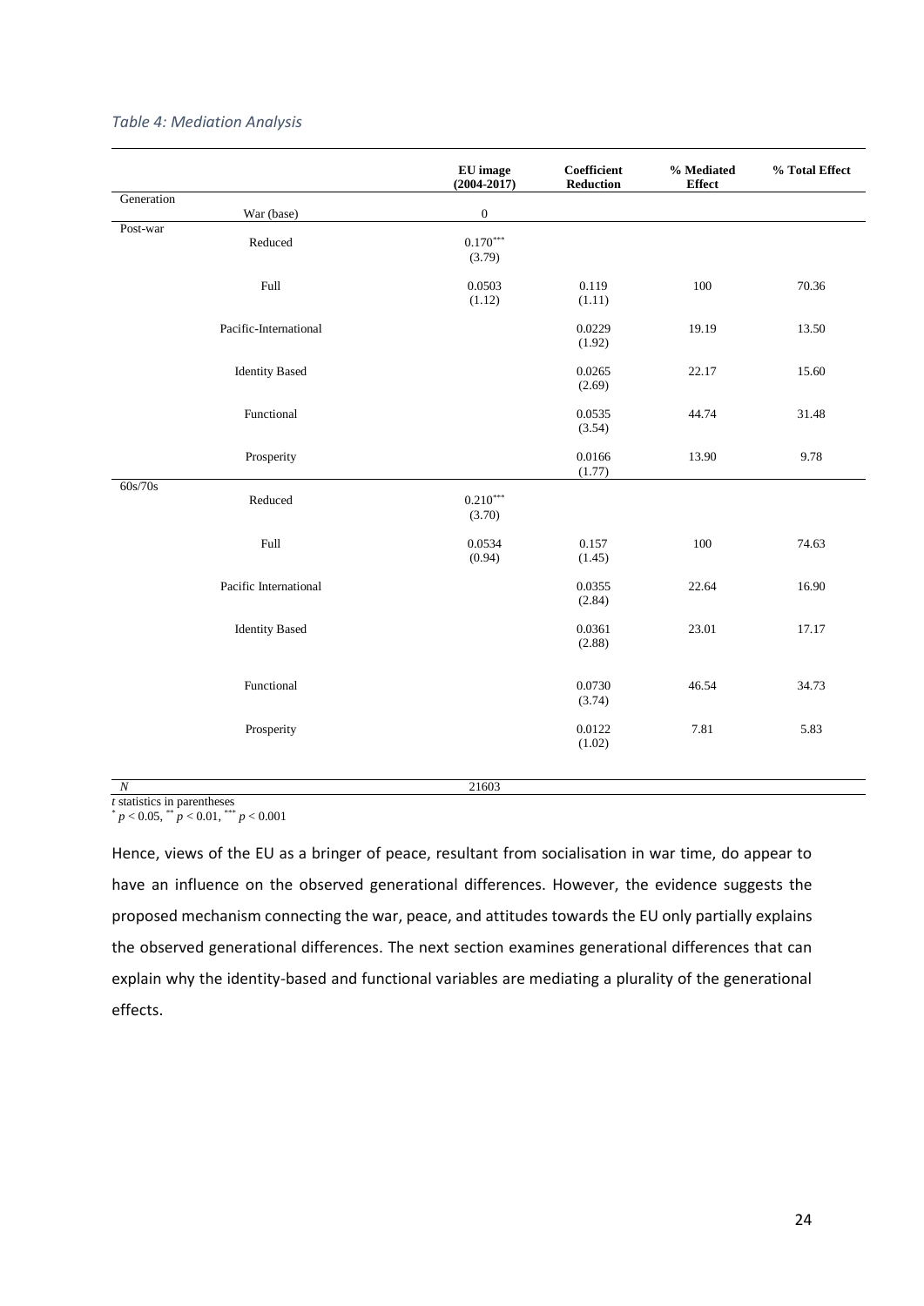*Table 4: Mediation Analysis*

| | | EU image (2004-2017) | Coefficient Reduction | % Mediated Effect | % Total Effect |
|---|---|---|---|---|---|
| Generation | | | | | |
| | War (base) | 0 | | | |
| Post-war | | | | | |
| | Reduced | 0.170*** (3.79) | | | |
| | Full | 0.0503 (1.12) | 0.119 (1.11) | 100 | 70.36 |
| | Pacific-International | | 0.0229 (1.92) | 19.19 | 13.50 |
| | Identity Based | | 0.0265 (2.69) | 22.17 | 15.60 |
| | Functional | | 0.0535 (3.54) | 44.74 | 31.48 |
| | Prosperity | | 0.0166 (1.77) | 13.90 | 9.78 |
| 60s/70s | | | | | |
| | Reduced | 0.210*** (3.70) | | | |
| | Full | 0.0534 (0.94) | 0.157 (1.45) | 100 | 74.63 |
| | Pacific International | | 0.0355 (2.84) | 22.64 | 16.90 |
| | Identity Based | | 0.0361 (2.88) | 23.01 | 17.17 |
| | Functional | | 0.0730 (3.74) | 46.54 | 34.73 |
| | Prosperity | | 0.0122 (1.02) | 7.81 | 5.83 |
| *N* | | 21603 | | | |

*t* statistics in parentheses
\* $p < 0.05$, ** $p < 0.01$, *** $p < 0.001$

Hence, views of the EU as a bringer of peace, resultant from socialisation in war time, do appear to have an influence on the observed generational differences. However, the evidence suggests the proposed mechanism connecting the war, peace, and attitudes towards the EU only partially explains the observed generational differences. The next section examines generational differences that can explain why the identity-based and functional variables are mediating a plurality of the generational effects.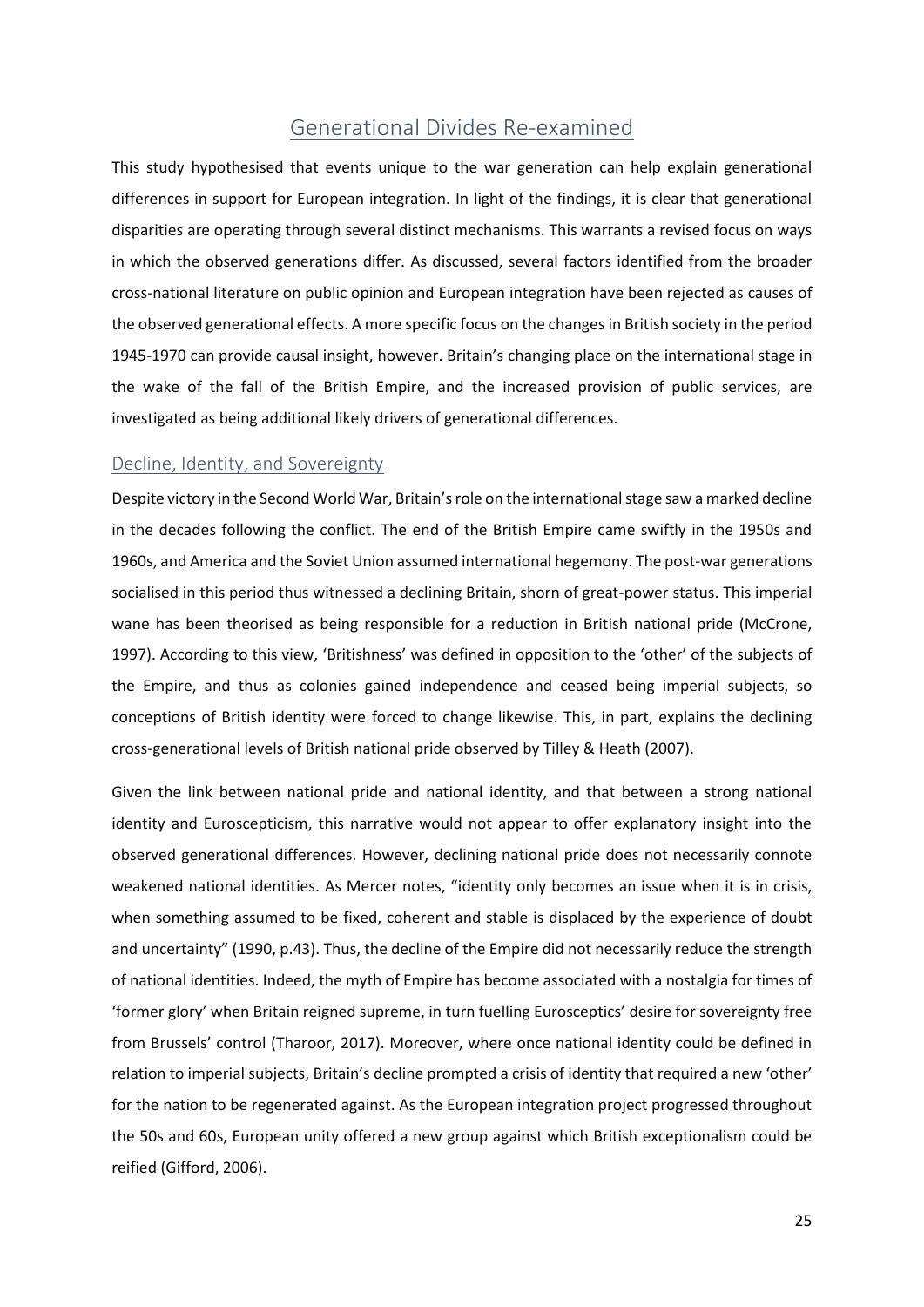## Generational Divides Re-examined

This study hypothesised that events unique to the war generation can help explain generational differences in support for European integration. In light of the findings, it is clear that generational disparities are operating through several distinct mechanisms. This warrants a revised focus on ways in which the observed generations differ. As discussed, several factors identified from the broader cross-national literature on public opinion and European integration have been rejected as causes of the observed generational effects. A more specific focus on the changes in British society in the period 1945-1970 can provide causal insight, however. Britain's changing place on the international stage in the wake of the fall of the British Empire, and the increased provision of public services, are investigated as being additional likely drivers of generational differences.

### Decline, Identity, and Sovereignty

Despite victory in the Second World War, Britain's role on the international stage saw a marked decline in the decades following the conflict. The end of the British Empire came swiftly in the 1950s and 1960s, and America and the Soviet Union assumed international hegemony. The post-war generations socialised in this period thus witnessed a declining Britain, shorn of great-power status. This imperial wane has been theorised as being responsible for a reduction in British national pride (McCrone, 1997). According to this view, 'Britishness' was defined in opposition to the 'other' of the subjects of the Empire, and thus as colonies gained independence and ceased being imperial subjects, so conceptions of British identity were forced to change likewise. This, in part, explains the declining cross-generational levels of British national pride observed by Tilley & Heath (2007).

Given the link between national pride and national identity, and that between a strong national identity and Euroscepticism, this narrative would not appear to offer explanatory insight into the observed generational differences. However, declining national pride does not necessarily connote weakened national identities. As Mercer notes, "identity only becomes an issue when it is in crisis, when something assumed to be fixed, coherent and stable is displaced by the experience of doubt and uncertainty" (1990, p.43). Thus, the decline of the Empire did not necessarily reduce the strength of national identities. Indeed, the myth of Empire has become associated with a nostalgia for times of 'former glory' when Britain reigned supreme, in turn fuelling Eurosceptics' desire for sovereignty free from Brussels' control (Tharoor, 2017). Moreover, where once national identity could be defined in relation to imperial subjects, Britain's decline prompted a crisis of identity that required a new 'other' for the nation to be regenerated against. As the European integration project progressed throughout the 50s and 60s, European unity offered a new group against which British exceptionalism could be reified (Gifford, 2006).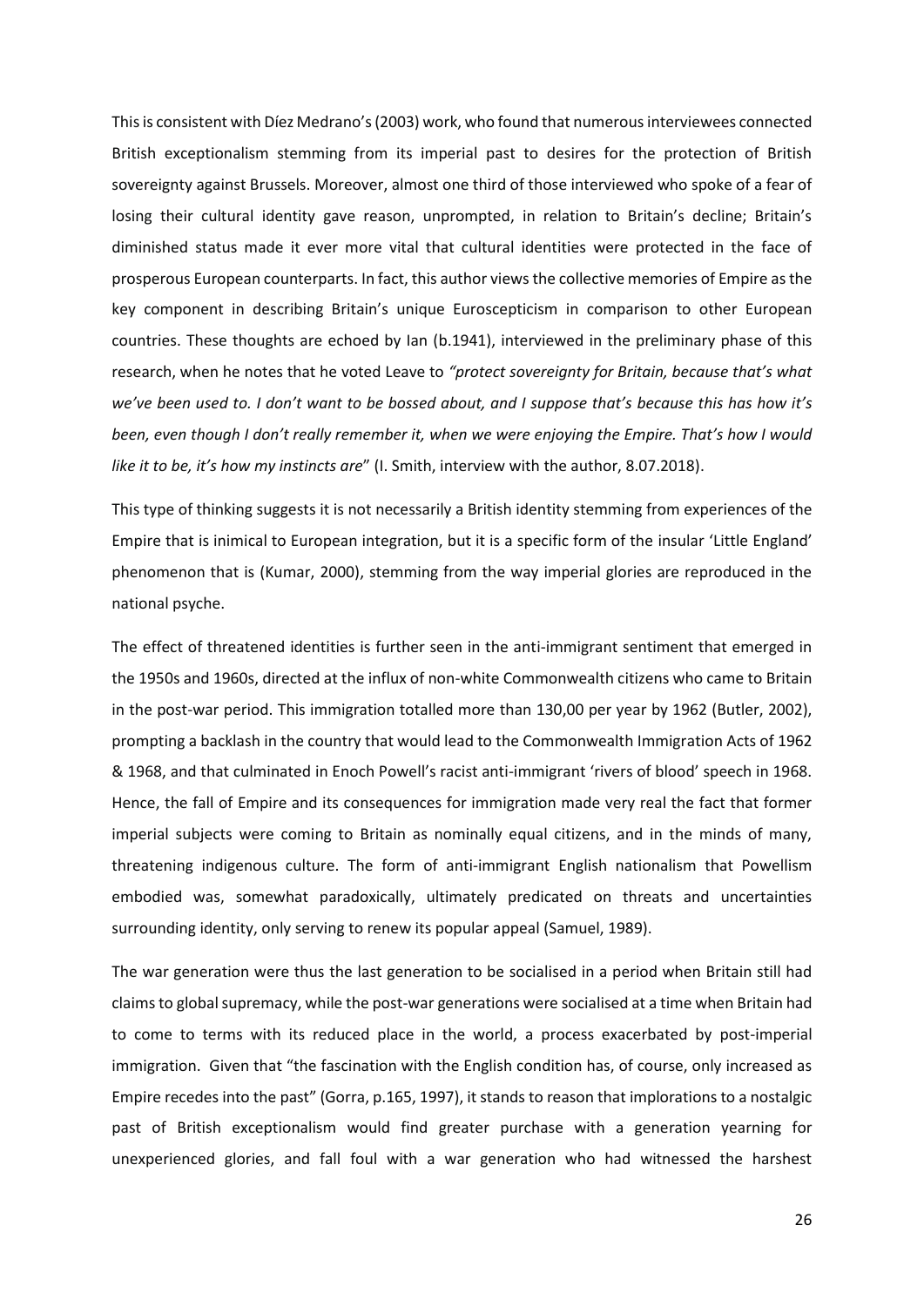This is consistent with Díez Medrano's (2003) work, who found that numerous interviewees connected British exceptionalism stemming from its imperial past to desires for the protection of British sovereignty against Brussels. Moreover, almost one third of those interviewed who spoke of a fear of losing their cultural identity gave reason, unprompted, in relation to Britain's decline; Britain's diminished status made it ever more vital that cultural identities were protected in the face of prosperous European counterparts. In fact, this author views the collective memories of Empire as the key component in describing Britain's unique Euroscepticism in comparison to other European countries. These thoughts are echoed by Ian (b.1941), interviewed in the preliminary phase of this research, when he notes that he voted Leave to *"protect sovereignty for Britain, because that's what we've been used to. I don't want to be bossed about, and I suppose that's because this has how it's been, even though I don't really remember it, when we were enjoying the Empire. That's how I would like it to be, it's how my instincts are*" (I. Smith, interview with the author, 8.07.2018).

This type of thinking suggests it is not necessarily a British identity stemming from experiences of the Empire that is inimical to European integration, but it is a specific form of the insular 'Little England' phenomenon that is (Kumar, 2000), stemming from the way imperial glories are reproduced in the national psyche.

The effect of threatened identities is further seen in the anti-immigrant sentiment that emerged in the 1950s and 1960s, directed at the influx of non-white Commonwealth citizens who came to Britain in the post-war period. This immigration totalled more than 130,00 per year by 1962 (Butler, 2002), prompting a backlash in the country that would lead to the Commonwealth Immigration Acts of 1962 & 1968, and that culminated in Enoch Powell's racist anti-immigrant 'rivers of blood' speech in 1968. Hence, the fall of Empire and its consequences for immigration made very real the fact that former imperial subjects were coming to Britain as nominally equal citizens, and in the minds of many, threatening indigenous culture. The form of anti-immigrant English nationalism that Powellism embodied was, somewhat paradoxically, ultimately predicated on threats and uncertainties surrounding identity, only serving to renew its popular appeal (Samuel, 1989).

The war generation were thus the last generation to be socialised in a period when Britain still had claims to global supremacy, while the post-war generations were socialised at a time when Britain had to come to terms with its reduced place in the world, a process exacerbated by post-imperial immigration. Given that "the fascination with the English condition has, of course, only increased as Empire recedes into the past" (Gorra, p.165, 1997), it stands to reason that implorations to a nostalgic past of British exceptionalism would find greater purchase with a generation yearning for unexperienced glories, and fall foul with a war generation who had witnessed the harshest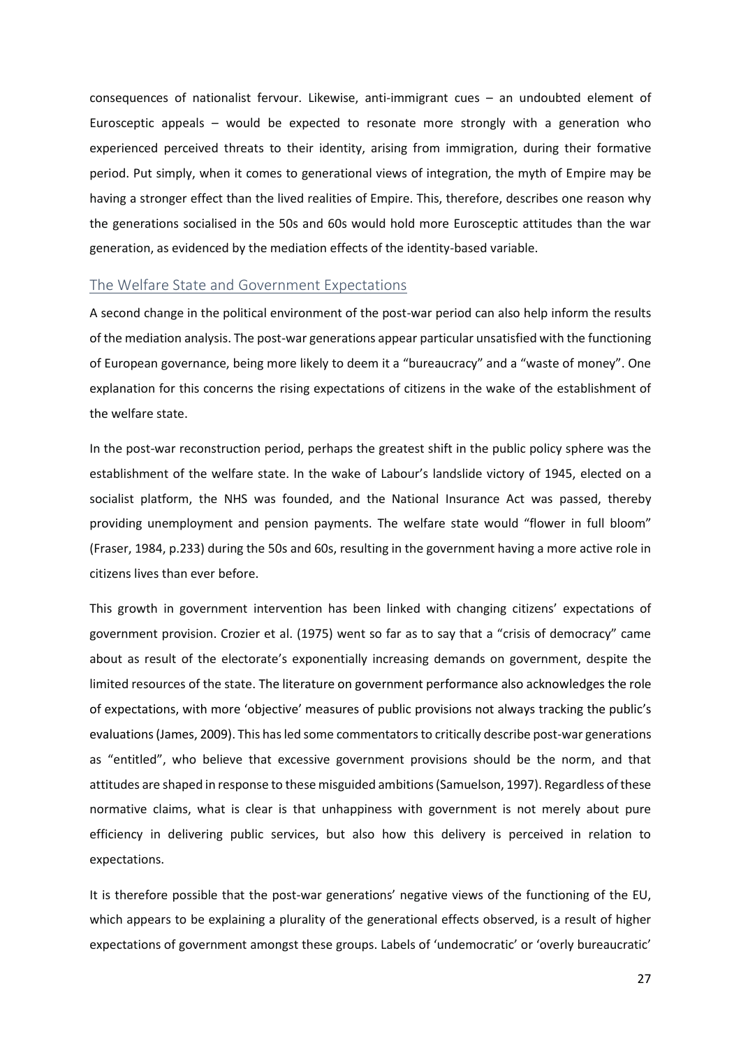consequences of nationalist fervour. Likewise, anti-immigrant cues – an undoubted element of Eurosceptic appeals – would be expected to resonate more strongly with a generation who experienced perceived threats to their identity, arising from immigration, during their formative period. Put simply, when it comes to generational views of integration, the myth of Empire may be having a stronger effect than the lived realities of Empire. This, therefore, describes one reason why the generations socialised in the 50s and 60s would hold more Eurosceptic attitudes than the war generation, as evidenced by the mediation effects of the identity-based variable.

## The Welfare State and Government Expectations

A second change in the political environment of the post-war period can also help inform the results of the mediation analysis. The post-war generations appear particular unsatisfied with the functioning of European governance, being more likely to deem it a "bureaucracy" and a "waste of money". One explanation for this concerns the rising expectations of citizens in the wake of the establishment of the welfare state.

In the post-war reconstruction period, perhaps the greatest shift in the public policy sphere was the establishment of the welfare state. In the wake of Labour's landslide victory of 1945, elected on a socialist platform, the NHS was founded, and the National Insurance Act was passed, thereby providing unemployment and pension payments. The welfare state would "flower in full bloom" (Fraser, 1984, p.233) during the 50s and 60s, resulting in the government having a more active role in citizens lives than ever before.

This growth in government intervention has been linked with changing citizens' expectations of government provision. Crozier et al. (1975) went so far as to say that a "crisis of democracy" came about as result of the electorate's exponentially increasing demands on government, despite the limited resources of the state. The literature on government performance also acknowledges the role of expectations, with more 'objective' measures of public provisions not always tracking the public's evaluations (James, 2009). This has led some commentators to critically describe post-war generations as "entitled", who believe that excessive government provisions should be the norm, and that attitudes are shaped in response to these misguided ambitions (Samuelson, 1997). Regardless of these normative claims, what is clear is that unhappiness with government is not merely about pure efficiency in delivering public services, but also how this delivery is perceived in relation to expectations.

It is therefore possible that the post-war generations' negative views of the functioning of the EU, which appears to be explaining a plurality of the generational effects observed, is a result of higher expectations of government amongst these groups. Labels of 'undemocratic' or 'overly bureaucratic'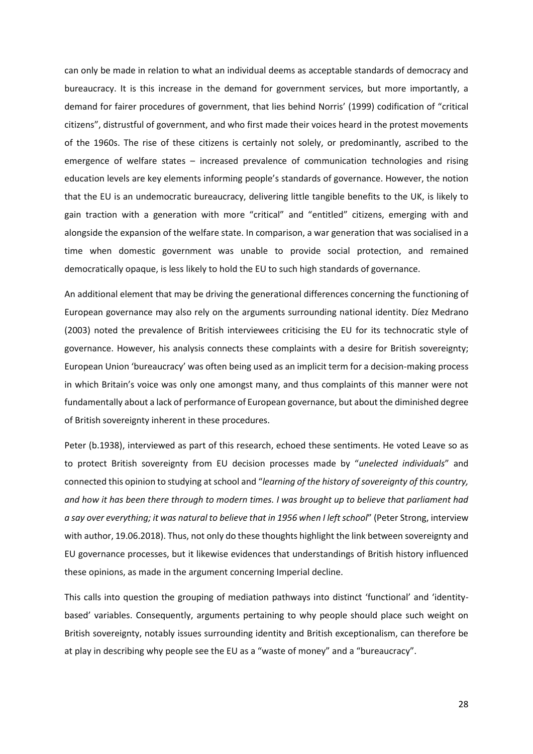can only be made in relation to what an individual deems as acceptable standards of democracy and bureaucracy. It is this increase in the demand for government services, but more importantly, a demand for fairer procedures of government, that lies behind Norris' (1999) codification of "critical citizens", distrustful of government, and who first made their voices heard in the protest movements of the 1960s. The rise of these citizens is certainly not solely, or predominantly, ascribed to the emergence of welfare states – increased prevalence of communication technologies and rising education levels are key elements informing people's standards of governance. However, the notion that the EU is an undemocratic bureaucracy, delivering little tangible benefits to the UK, is likely to gain traction with a generation with more "critical" and "entitled" citizens, emerging with and alongside the expansion of the welfare state. In comparison, a war generation that was socialised in a time when domestic government was unable to provide social protection, and remained democratically opaque, is less likely to hold the EU to such high standards of governance.

An additional element that may be driving the generational differences concerning the functioning of European governance may also rely on the arguments surrounding national identity. Díez Medrano (2003) noted the prevalence of British interviewees criticising the EU for its technocratic style of governance. However, his analysis connects these complaints with a desire for British sovereignty; European Union 'bureaucracy' was often being used as an implicit term for a decision-making process in which Britain's voice was only one amongst many, and thus complaints of this manner were not fundamentally about a lack of performance of European governance, but about the diminished degree of British sovereignty inherent in these procedures.

Peter (b.1938), interviewed as part of this research, echoed these sentiments. He voted Leave so as to protect British sovereignty from EU decision processes made by "*unelected individuals*" and connected this opinion to studying at school and "*learning of the history of sovereignty of this country, and how it has been there through to modern times. I was brought up to believe that parliament had a say over everything; it was natural to believe that in 1956 when I left school*" (Peter Strong, interview with author, 19.06.2018). Thus, not only do these thoughts highlight the link between sovereignty and EU governance processes, but it likewise evidences that understandings of British history influenced these opinions, as made in the argument concerning Imperial decline.

This calls into question the grouping of mediation pathways into distinct 'functional' and 'identity-based' variables. Consequently, arguments pertaining to why people should place such weight on British sovereignty, notably issues surrounding identity and British exceptionalism, can therefore be at play in describing why people see the EU as a "waste of money" and a "bureaucracy".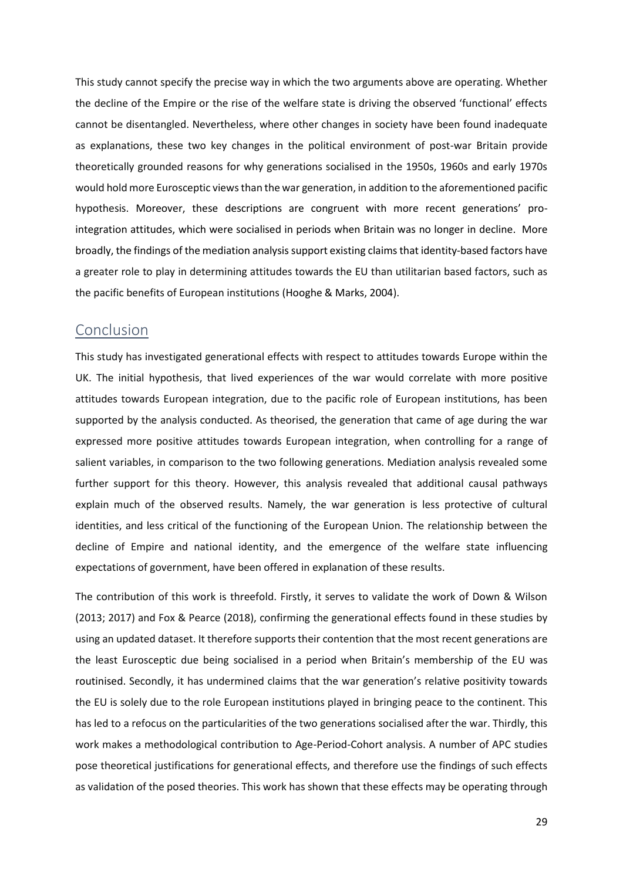This study cannot specify the precise way in which the two arguments above are operating. Whether the decline of the Empire or the rise of the welfare state is driving the observed 'functional' effects cannot be disentangled. Nevertheless, where other changes in society have been found inadequate as explanations, these two key changes in the political environment of post-war Britain provide theoretically grounded reasons for why generations socialised in the 1950s, 1960s and early 1970s would hold more Eurosceptic views than the war generation, in addition to the aforementioned pacific hypothesis. Moreover, these descriptions are congruent with more recent generations' pro-integration attitudes, which were socialised in periods when Britain was no longer in decline. More broadly, the findings of the mediation analysis support existing claims that identity-based factors have a greater role to play in determining attitudes towards the EU than utilitarian based factors, such as the pacific benefits of European institutions (Hooghe & Marks, 2004).

## Conclusion

This study has investigated generational effects with respect to attitudes towards Europe within the UK. The initial hypothesis, that lived experiences of the war would correlate with more positive attitudes towards European integration, due to the pacific role of European institutions, has been supported by the analysis conducted. As theorised, the generation that came of age during the war expressed more positive attitudes towards European integration, when controlling for a range of salient variables, in comparison to the two following generations. Mediation analysis revealed some further support for this theory. However, this analysis revealed that additional causal pathways explain much of the observed results. Namely, the war generation is less protective of cultural identities, and less critical of the functioning of the European Union. The relationship between the decline of Empire and national identity, and the emergence of the welfare state influencing expectations of government, have been offered in explanation of these results.

The contribution of this work is threefold. Firstly, it serves to validate the work of Down & Wilson (2013; 2017) and Fox & Pearce (2018), confirming the generational effects found in these studies by using an updated dataset. It therefore supports their contention that the most recent generations are the least Eurosceptic due being socialised in a period when Britain's membership of the EU was routinised. Secondly, it has undermined claims that the war generation's relative positivity towards the EU is solely due to the role European institutions played in bringing peace to the continent. This has led to a refocus on the particularities of the two generations socialised after the war. Thirdly, this work makes a methodological contribution to Age-Period-Cohort analysis. A number of APC studies pose theoretical justifications for generational effects, and therefore use the findings of such effects as validation of the posed theories. This work has shown that these effects may be operating through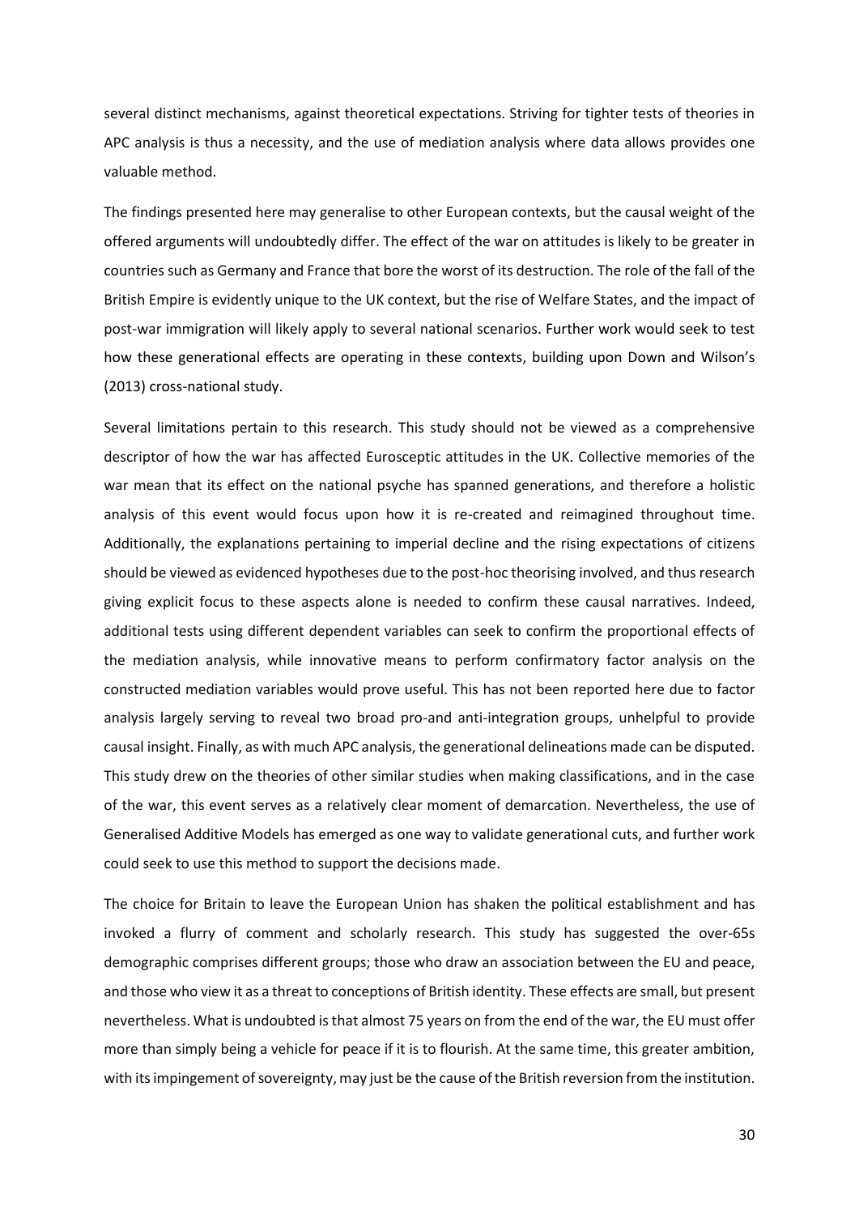several distinct mechanisms, against theoretical expectations. Striving for tighter tests of theories in APC analysis is thus a necessity, and the use of mediation analysis where data allows provides one valuable method.

The findings presented here may generalise to other European contexts, but the causal weight of the offered arguments will undoubtedly differ. The effect of the war on attitudes is likely to be greater in countries such as Germany and France that bore the worst of its destruction. The role of the fall of the British Empire is evidently unique to the UK context, but the rise of Welfare States, and the impact of post-war immigration will likely apply to several national scenarios. Further work would seek to test how these generational effects are operating in these contexts, building upon Down and Wilson's (2013) cross-national study.

Several limitations pertain to this research. This study should not be viewed as a comprehensive descriptor of how the war has affected Eurosceptic attitudes in the UK. Collective memories of the war mean that its effect on the national psyche has spanned generations, and therefore a holistic analysis of this event would focus upon how it is re-created and reimagined throughout time. Additionally, the explanations pertaining to imperial decline and the rising expectations of citizens should be viewed as evidenced hypotheses due to the post-hoc theorising involved, and thus research giving explicit focus to these aspects alone is needed to confirm these causal narratives. Indeed, additional tests using different dependent variables can seek to confirm the proportional effects of the mediation analysis, while innovative means to perform confirmatory factor analysis on the constructed mediation variables would prove useful. This has not been reported here due to factor analysis largely serving to reveal two broad pro-and anti-integration groups, unhelpful to provide causal insight. Finally, as with much APC analysis, the generational delineations made can be disputed. This study drew on the theories of other similar studies when making classifications, and in the case of the war, this event serves as a relatively clear moment of demarcation. Nevertheless, the use of Generalised Additive Models has emerged as one way to validate generational cuts, and further work could seek to use this method to support the decisions made.

The choice for Britain to leave the European Union has shaken the political establishment and has invoked a flurry of comment and scholarly research. This study has suggested the over-65s demographic comprises different groups; those who draw an association between the EU and peace, and those who view it as a threat to conceptions of British identity. These effects are small, but present nevertheless. What is undoubted is that almost 75 years on from the end of the war, the EU must offer more than simply being a vehicle for peace if it is to flourish. At the same time, this greater ambition, with its impingement of sovereignty, may just be the cause of the British reversion from the institution.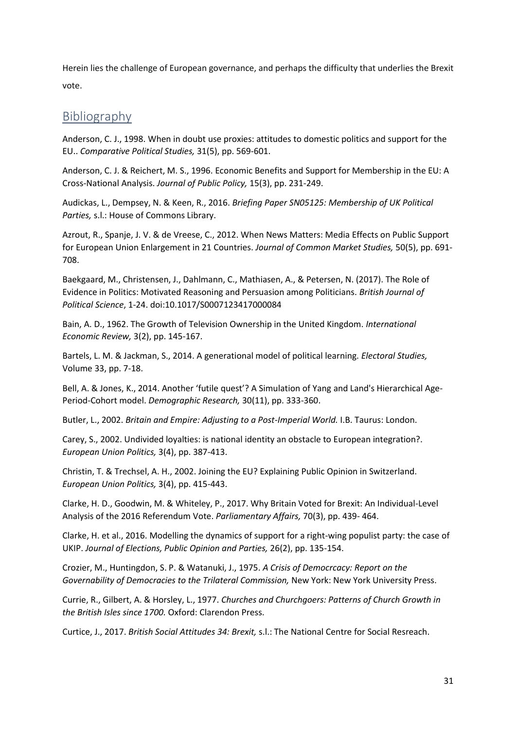Herein lies the challenge of European governance, and perhaps the difficulty that underlies the Brexit vote.

## Bibliography

Anderson, C. J., 1998. When in doubt use proxies: attitudes to domestic politics and support for the EU.. *Comparative Political Studies,* 31(5), pp. 569-601.

Anderson, C. J. & Reichert, M. S., 1996. Economic Benefits and Support for Membership in the EU: A Cross-National Analysis. *Journal of Public Policy,* 15(3), pp. 231-249.

Audickas, L., Dempsey, N. & Keen, R., 2016. *Briefing Paper SN05125: Membership of UK Political Parties,* s.l.: House of Commons Library.

Azrout, R., Spanje, J. V. & de Vreese, C., 2012. When News Matters: Media Effects on Public Support for European Union Enlargement in 21 Countries. *Journal of Common Market Studies,* 50(5), pp. 691-708.

Baekgaard, M., Christensen, J., Dahlmann, C., Mathiasen, A., & Petersen, N. (2017). The Role of Evidence in Politics: Motivated Reasoning and Persuasion among Politicians. *British Journal of Political Science*, 1-24. doi:10.1017/S0007123417000084

Bain, A. D., 1962. The Growth of Television Ownership in the United Kingdom. *International Economic Review,* 3(2), pp. 145-167.

Bartels, L. M. & Jackman, S., 2014. A generational model of political learning. *Electoral Studies,* Volume 33, pp. 7-18.

Bell, A. & Jones, K., 2014. Another 'futile quest'? A Simulation of Yang and Land's Hierarchical Age-Period-Cohort model. *Demographic Research,* 30(11), pp. 333-360.

Butler, L., 2002. *Britain and Empire: Adjusting to a Post-Imperial World.* I.B. Taurus: London.

Carey, S., 2002. Undivided loyalties: is national identity an obstacle to European integration?. *European Union Politics,* 3(4), pp. 387-413.

Christin, T. & Trechsel, A. H., 2002. Joining the EU? Explaining Public Opinion in Switzerland. *European Union Politics,* 3(4), pp. 415-443.

Clarke, H. D., Goodwin, M. & Whiteley, P., 2017. Why Britain Voted for Brexit: An Individual-Level Analysis of the 2016 Referendum Vote. *Parliamentary Affairs,* 70(3), pp. 439- 464.

Clarke, H. et al., 2016. Modelling the dynamics of support for a right-wing populist party: the case of UKIP. *Journal of Elections, Public Opinion and Parties,* 26(2), pp. 135-154.

Crozier, M., Huntingdon, S. P. & Watanuki, J., 1975. *A Crisis of Democrcacy: Report on the Governability of Democracies to the Trilateral Commission,* New York: New York University Press.

Currie, R., Gilbert, A. & Horsley, L., 1977. *Churches and Churchgoers: Patterns of Church Growth in the British Isles since 1700.* Oxford: Clarendon Press.

Curtice, J., 2017. *British Social Attitudes 34: Brexit,* s.l.: The National Centre for Social Resreach.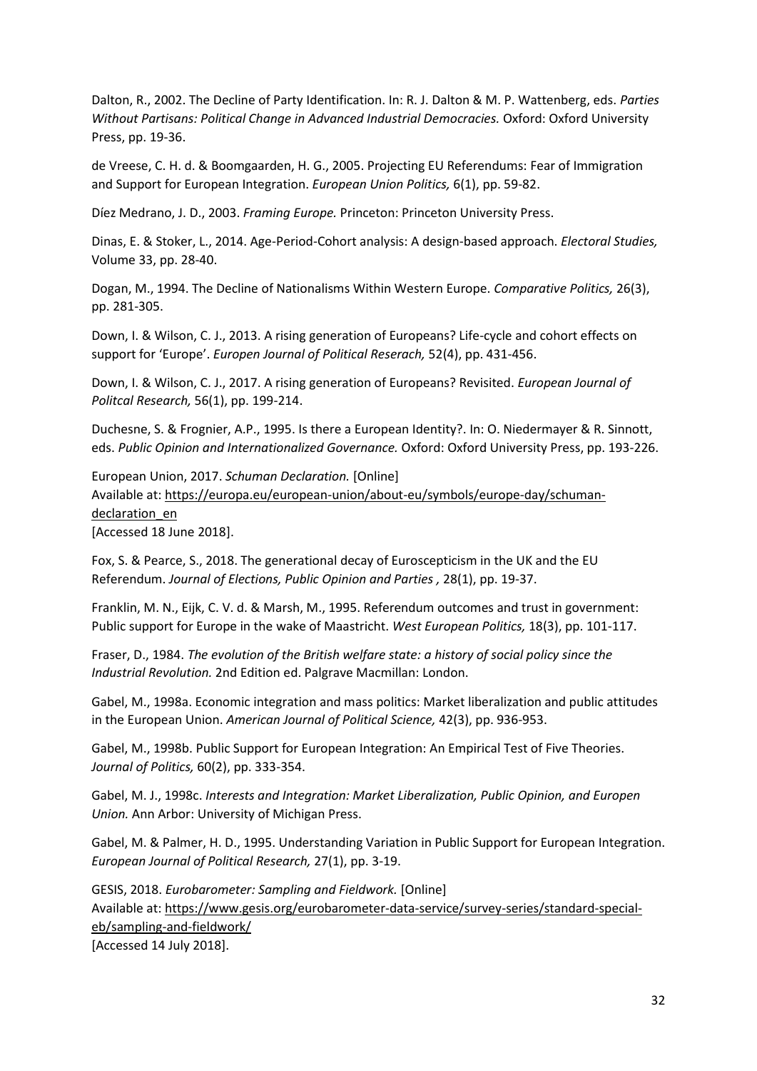Dalton, R., 2002. The Decline of Party Identification. In: R. J. Dalton & M. P. Wattenberg, eds. *Parties Without Partisans: Political Change in Advanced Industrial Democracies.* Oxford: Oxford University Press, pp. 19-36.

de Vreese, C. H. d. & Boomgaarden, H. G., 2005. Projecting EU Referendums: Fear of Immigration and Support for European Integration. *European Union Politics,* 6(1), pp. 59-82.

Díez Medrano, J. D., 2003. *Framing Europe.* Princeton: Princeton University Press.

Dinas, E. & Stoker, L., 2014. Age-Period-Cohort analysis: A design-based approach. *Electoral Studies,* Volume 33, pp. 28-40.

Dogan, M., 1994. The Decline of Nationalisms Within Western Europe. *Comparative Politics,* 26(3), pp. 281-305.

Down, I. & Wilson, C. J., 2013. A rising generation of Europeans? Life-cycle and cohort effects on support for 'Europe'. *Europen Journal of Political Reserach,* 52(4), pp. 431-456.

Down, I. & Wilson, C. J., 2017. A rising generation of Europeans? Revisited. *European Journal of Politcal Research,* 56(1), pp. 199-214.

Duchesne, S. & Frognier, A.P., 1995. Is there a European Identity?. In: O. Niedermayer & R. Sinnott, eds. *Public Opinion and Internationalized Governance.* Oxford: Oxford University Press, pp. 193-226.

European Union, 2017. *Schuman Declaration.* [Online]
Available at: https://europa.eu/european-union/about-eu/symbols/europe-day/schuman-declaration_en
[Accessed 18 June 2018].

Fox, S. & Pearce, S., 2018. The generational decay of Euroscepticism in the UK and the EU Referendum. *Journal of Elections, Public Opinion and Parties ,* 28(1), pp. 19-37.

Franklin, M. N., Eijk, C. V. d. & Marsh, M., 1995. Referendum outcomes and trust in government: Public support for Europe in the wake of Maastricht. *West European Politics,* 18(3), pp. 101-117.

Fraser, D., 1984. *The evolution of the British welfare state: a history of social policy since the Industrial Revolution.* 2nd Edition ed. Palgrave Macmillan: London.

Gabel, M., 1998a. Economic integration and mass politics: Market liberalization and public attitudes in the European Union. *American Journal of Political Science,* 42(3), pp. 936-953.

Gabel, M., 1998b. Public Support for European Integration: An Empirical Test of Five Theories. *Journal of Politics,* 60(2), pp. 333-354.

Gabel, M. J., 1998c. *Interests and Integration: Market Liberalization, Public Opinion, and Europen Union.* Ann Arbor: University of Michigan Press.

Gabel, M. & Palmer, H. D., 1995. Understanding Variation in Public Support for European Integration. *European Journal of Political Research,* 27(1), pp. 3-19.

GESIS, 2018. *Eurobarometer: Sampling and Fieldwork.* [Online]
Available at: https://www.gesis.org/eurobarometer-data-service/survey-series/standard-special-eb/sampling-and-fieldwork/
[Accessed 14 July 2018].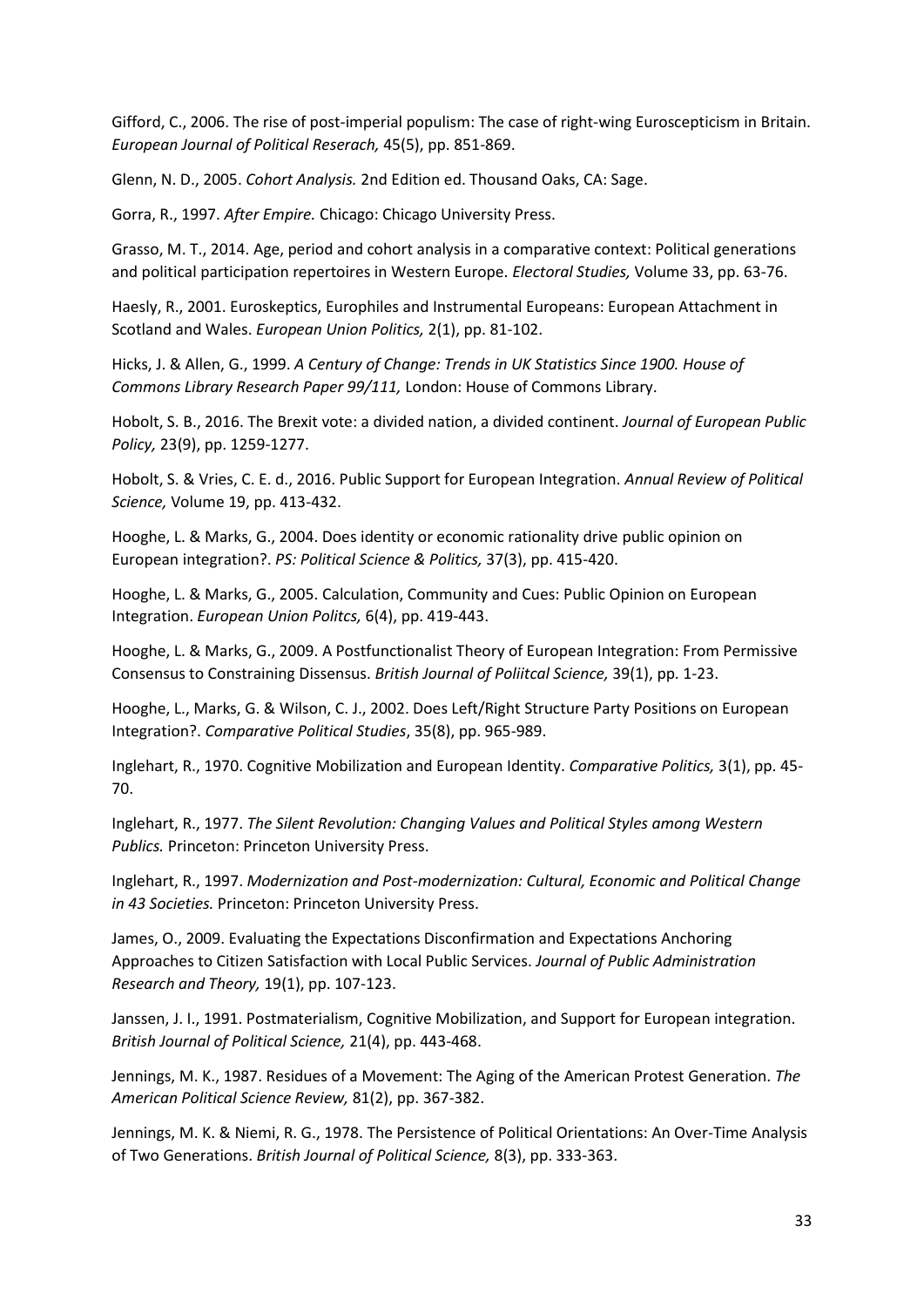Gifford, C., 2006. The rise of post-imperial populism: The case of right-wing Euroscepticism in Britain. *European Journal of Political Reserach,* 45(5), pp. 851-869.

Glenn, N. D., 2005. *Cohort Analysis.* 2nd Edition ed. Thousand Oaks, CA: Sage.

Gorra, R., 1997. *After Empire.* Chicago: Chicago University Press.

Grasso, M. T., 2014. Age, period and cohort analysis in a comparative context: Political generations and political participation repertoires in Western Europe. *Electoral Studies,* Volume 33, pp. 63-76.

Haesly, R., 2001. Euroskeptics, Europhiles and Instrumental Europeans: European Attachment in Scotland and Wales. *European Union Politics,* 2(1), pp. 81-102.

Hicks, J. & Allen, G., 1999. *A Century of Change: Trends in UK Statistics Since 1900. House of Commons Library Research Paper 99/111,* London: House of Commons Library.

Hobolt, S. B., 2016. The Brexit vote: a divided nation, a divided continent. *Journal of European Public Policy,* 23(9), pp. 1259-1277.

Hobolt, S. & Vries, C. E. d., 2016. Public Support for European Integration. *Annual Review of Political Science,* Volume 19, pp. 413-432.

Hooghe, L. & Marks, G., 2004. Does identity or economic rationality drive public opinion on European integration?. *PS: Political Science & Politics,* 37(3), pp. 415-420.

Hooghe, L. & Marks, G., 2005. Calculation, Community and Cues: Public Opinion on European Integration. *European Union Politcs,* 6(4), pp. 419-443.

Hooghe, L. & Marks, G., 2009. A Postfunctionalist Theory of European Integration: From Permissive Consensus to Constraining Dissensus. *British Journal of Poliitcal Science,* 39(1), pp. 1-23.

Hooghe, L., Marks, G. & Wilson, C. J., 2002. Does Left/Right Structure Party Positions on European Integration?. *Comparative Political Studies*, 35(8), pp. 965-989.

Inglehart, R., 1970. Cognitive Mobilization and European Identity. *Comparative Politics,* 3(1), pp. 45-70.

Inglehart, R., 1977. *The Silent Revolution: Changing Values and Political Styles among Western Publics.* Princeton: Princeton University Press.

Inglehart, R., 1997. *Modernization and Post-modernization: Cultural, Economic and Political Change in 43 Societies.* Princeton: Princeton University Press.

James, O., 2009. Evaluating the Expectations Disconfirmation and Expectations Anchoring Approaches to Citizen Satisfaction with Local Public Services. *Journal of Public Administration Research and Theory,* 19(1), pp. 107-123.

Janssen, J. I., 1991. Postmaterialism, Cognitive Mobilization, and Support for European integration. *British Journal of Political Science,* 21(4), pp. 443-468.

Jennings, M. K., 1987. Residues of a Movement: The Aging of the American Protest Generation. *The American Political Science Review,* 81(2), pp. 367-382.

Jennings, M. K. & Niemi, R. G., 1978. The Persistence of Political Orientations: An Over-Time Analysis of Two Generations. *British Journal of Political Science,* 8(3), pp. 333-363.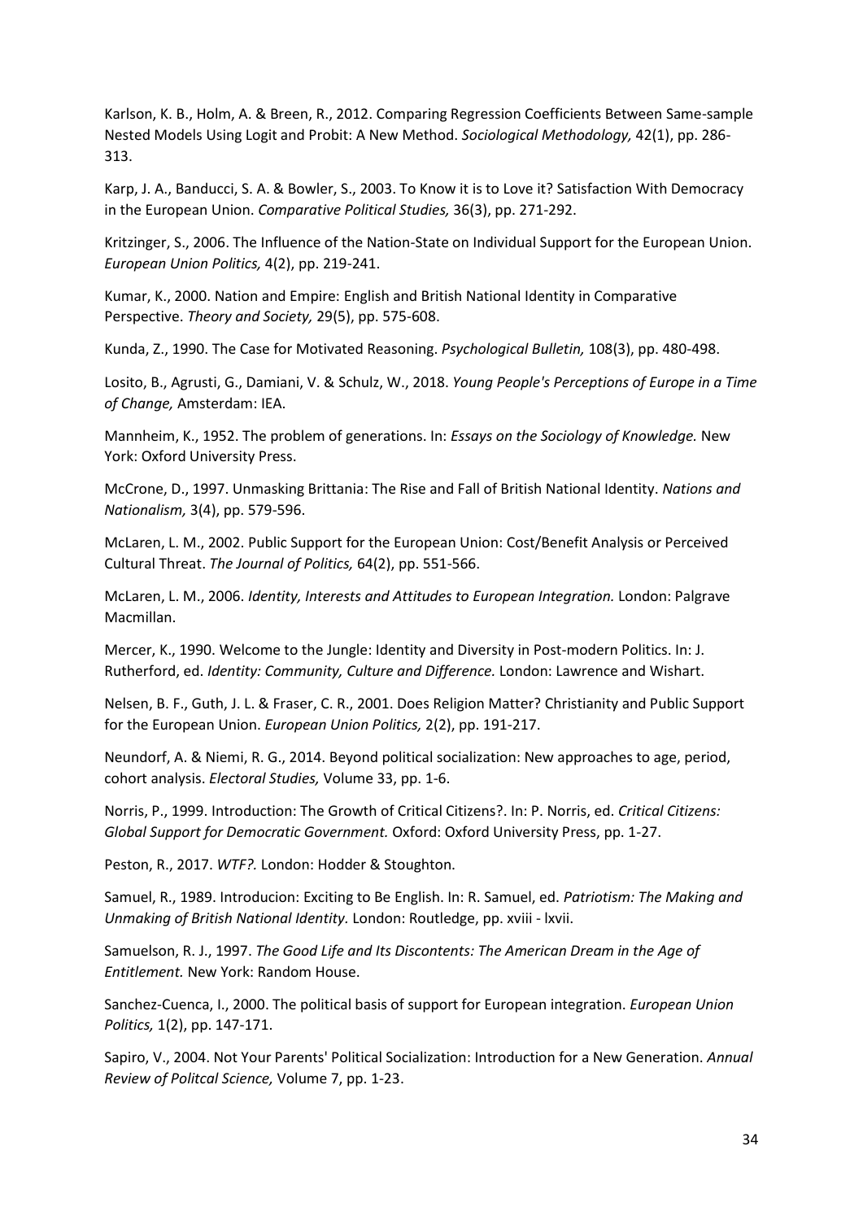Karlson, K. B., Holm, A. & Breen, R., 2012. Comparing Regression Coefficients Between Same-sample Nested Models Using Logit and Probit: A New Method. *Sociological Methodology,* 42(1), pp. 286-313.

Karp, J. A., Banducci, S. A. & Bowler, S., 2003. To Know it is to Love it? Satisfaction With Democracy in the European Union. *Comparative Political Studies,* 36(3), pp. 271-292.

Kritzinger, S., 2006. The Influence of the Nation-State on Individual Support for the European Union. *European Union Politics,* 4(2), pp. 219-241.

Kumar, K., 2000. Nation and Empire: English and British National Identity in Comparative Perspective. *Theory and Society,* 29(5), pp. 575-608.

Kunda, Z., 1990. The Case for Motivated Reasoning. *Psychological Bulletin,* 108(3), pp. 480-498.

Losito, B., Agrusti, G., Damiani, V. & Schulz, W., 2018. *Young People's Perceptions of Europe in a Time of Change,* Amsterdam: IEA.

Mannheim, K., 1952. The problem of generations. In: *Essays on the Sociology of Knowledge.* New York: Oxford University Press.

McCrone, D., 1997. Unmasking Brittania: The Rise and Fall of British National Identity. *Nations and Nationalism,* 3(4), pp. 579-596.

McLaren, L. M., 2002. Public Support for the European Union: Cost/Benefit Analysis or Perceived Cultural Threat. *The Journal of Politics,* 64(2), pp. 551-566.

McLaren, L. M., 2006. *Identity, Interests and Attitudes to European Integration.* London: Palgrave Macmillan.

Mercer, K., 1990. Welcome to the Jungle: Identity and Diversity in Post-modern Politics. In: J. Rutherford, ed. *Identity: Community, Culture and Difference.* London: Lawrence and Wishart.

Nelsen, B. F., Guth, J. L. & Fraser, C. R., 2001. Does Religion Matter? Christianity and Public Support for the European Union. *European Union Politics,* 2(2), pp. 191-217.

Neundorf, A. & Niemi, R. G., 2014. Beyond political socialization: New approaches to age, period, cohort analysis. *Electoral Studies,* Volume 33, pp. 1-6.

Norris, P., 1999. Introduction: The Growth of Critical Citizens?. In: P. Norris, ed. *Critical Citizens: Global Support for Democratic Government.* Oxford: Oxford University Press, pp. 1-27.

Peston, R., 2017. *WTF?.* London: Hodder & Stoughton.

Samuel, R., 1989. Introducion: Exciting to Be English. In: R. Samuel, ed. *Patriotism: The Making and Unmaking of British National Identity.* London: Routledge, pp. xviii - lxvii.

Samuelson, R. J., 1997. *The Good Life and Its Discontents: The American Dream in the Age of Entitlement.* New York: Random House.

Sanchez-Cuenca, I., 2000. The political basis of support for European integration. *European Union Politics,* 1(2), pp. 147-171.

Sapiro, V., 2004. Not Your Parents' Political Socialization: Introduction for a New Generation. *Annual Review of Politcal Science,* Volume 7, pp. 1-23.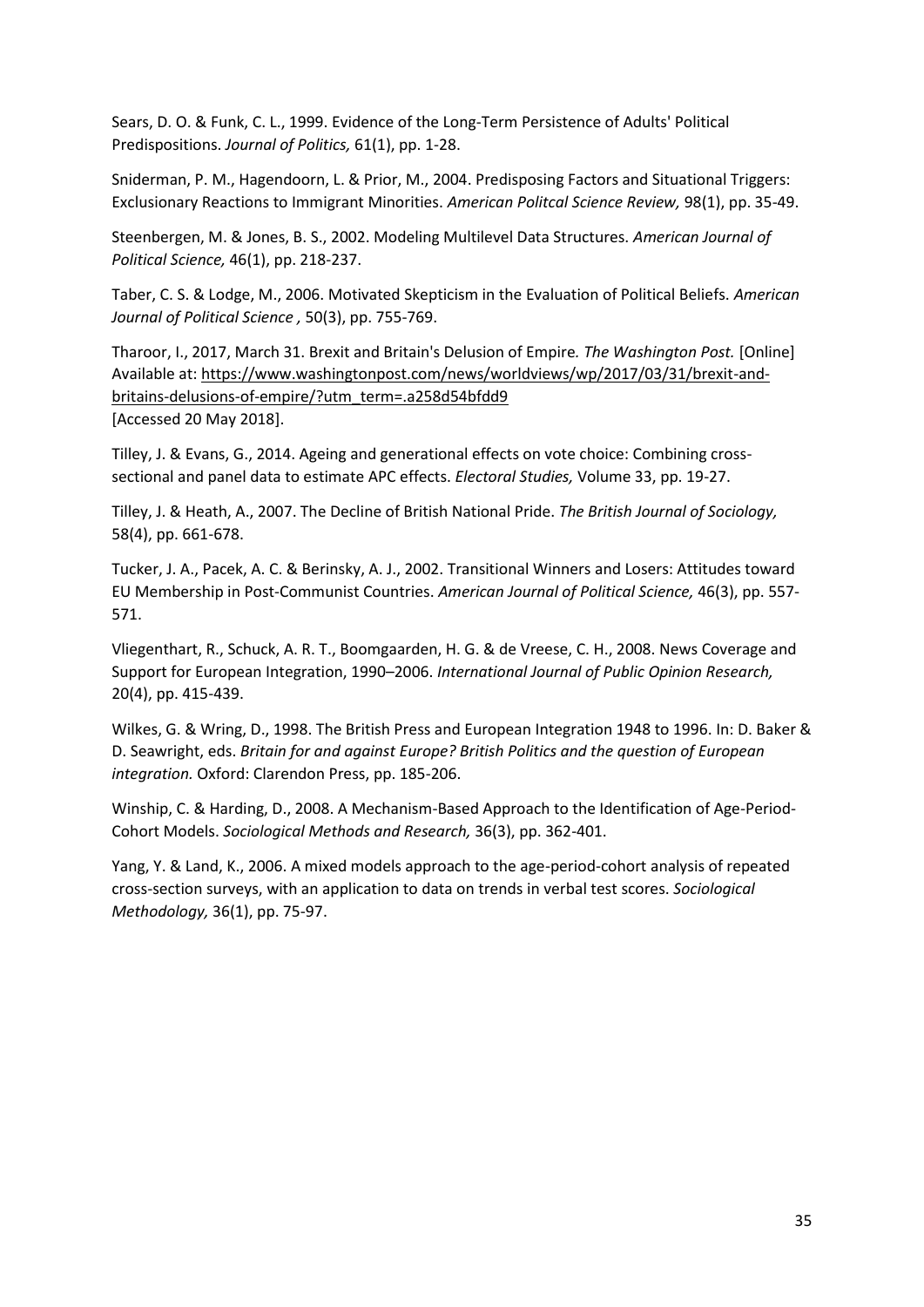Sears, D. O. & Funk, C. L., 1999. Evidence of the Long-Term Persistence of Adults' Political Predispositions. *Journal of Politics,* 61(1), pp. 1-28.

Sniderman, P. M., Hagendoorn, L. & Prior, M., 2004. Predisposing Factors and Situational Triggers: Exclusionary Reactions to Immigrant Minorities. *American Politcal Science Review,* 98(1), pp. 35-49.

Steenbergen, M. & Jones, B. S., 2002. Modeling Multilevel Data Structures. *American Journal of Political Science,* 46(1), pp. 218-237.

Taber, C. S. & Lodge, M., 2006. Motivated Skepticism in the Evaluation of Political Beliefs. *American Journal of Political Science ,* 50(3), pp. 755-769.

Tharoor, I., 2017, March 31. Brexit and Britain's Delusion of Empire*. The Washington Post.* [Online] Available at: https://www.washingtonpost.com/news/worldviews/wp/2017/03/31/brexit-and-britains-delusions-of-empire/?utm_term=.a258d54bfdd9
[Accessed 20 May 2018].

Tilley, J. & Evans, G., 2014. Ageing and generational effects on vote choice: Combining cross-sectional and panel data to estimate APC effects. *Electoral Studies,* Volume 33, pp. 19-27.

Tilley, J. & Heath, A., 2007. The Decline of British National Pride. *The British Journal of Sociology,* 58(4), pp. 661-678.

Tucker, J. A., Pacek, A. C. & Berinsky, A. J., 2002. Transitional Winners and Losers: Attitudes toward EU Membership in Post-Communist Countries. *American Journal of Political Science,* 46(3), pp. 557-571.

Vliegenthart, R., Schuck, A. R. T., Boomgaarden, H. G. & de Vreese, C. H., 2008. News Coverage and Support for European Integration, 1990–2006. *International Journal of Public Opinion Research,* 20(4), pp. 415-439.

Wilkes, G. & Wring, D., 1998. The British Press and European Integration 1948 to 1996. In: D. Baker & D. Seawright, eds. *Britain for and against Europe? British Politics and the question of European integration.* Oxford: Clarendon Press, pp. 185-206.

Winship, C. & Harding, D., 2008. A Mechanism-Based Approach to the Identification of Age-Period-Cohort Models. *Sociological Methods and Research,* 36(3), pp. 362-401.

Yang, Y. & Land, K., 2006. A mixed models approach to the age-period-cohort analysis of repeated cross-section surveys, with an application to data on trends in verbal test scores. *Sociological Methodology,* 36(1), pp. 75-97.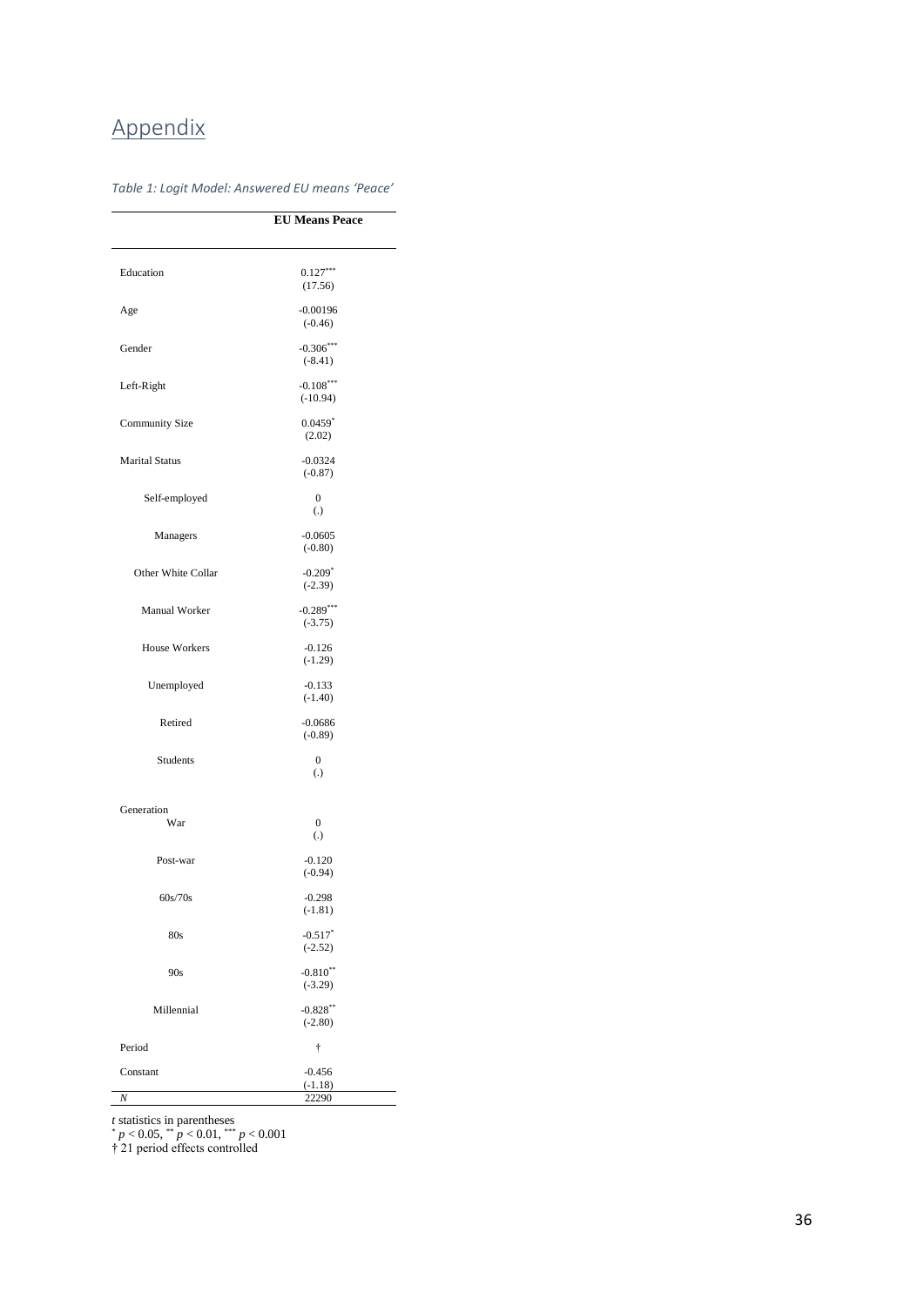# Appendix

*Table 1: Logit Model: Answered EU means 'Peace'*

| | EU Means Peace |
|---|---|
| Education | $0.127^{***}$ (17.56) |
| Age | -0.00196 (-0.46) |
| Gender | $-0.306^{***}$ (-8.41) |
| Left-Right | $-0.108^{***}$ (-10.94) |
| Community Size | $0.0459^{*}$ (2.02) |
| Marital Status | -0.0324 (-0.87) |
| Self-employed | 0 (.) |
| Managers | -0.0605 (-0.80) |
| Other White Collar | $-0.209^{*}$ (-2.39) |
| Manual Worker | $-0.289^{***}$ (-3.75) |
| House Workers | -0.126 (-1.29) |
| Unemployed | -0.133 (-1.40) |
| Retired | -0.0686 (-0.89) |
| Students | 0 (.) |
| Generation | |
| War | 0 (.) |
| Post-war | -0.120 (-0.94) |
| 60s/70s | -0.298 (-1.81) |
| 80s | $-0.517^{*}$ (-2.52) |
| 90s | $-0.810^{**}$ (-3.29) |
| Millennial | $-0.828^{**}$ (-2.80) |
| Period | † |
| Constant | -0.456 (-1.18) |
| *N* | 22290 |

*t* statistics in parentheses
$^{*}$ $p < 0.05$, $^{**}$ $p < 0.01$, $^{***}$ $p < 0.001$
† 21 period effects controlled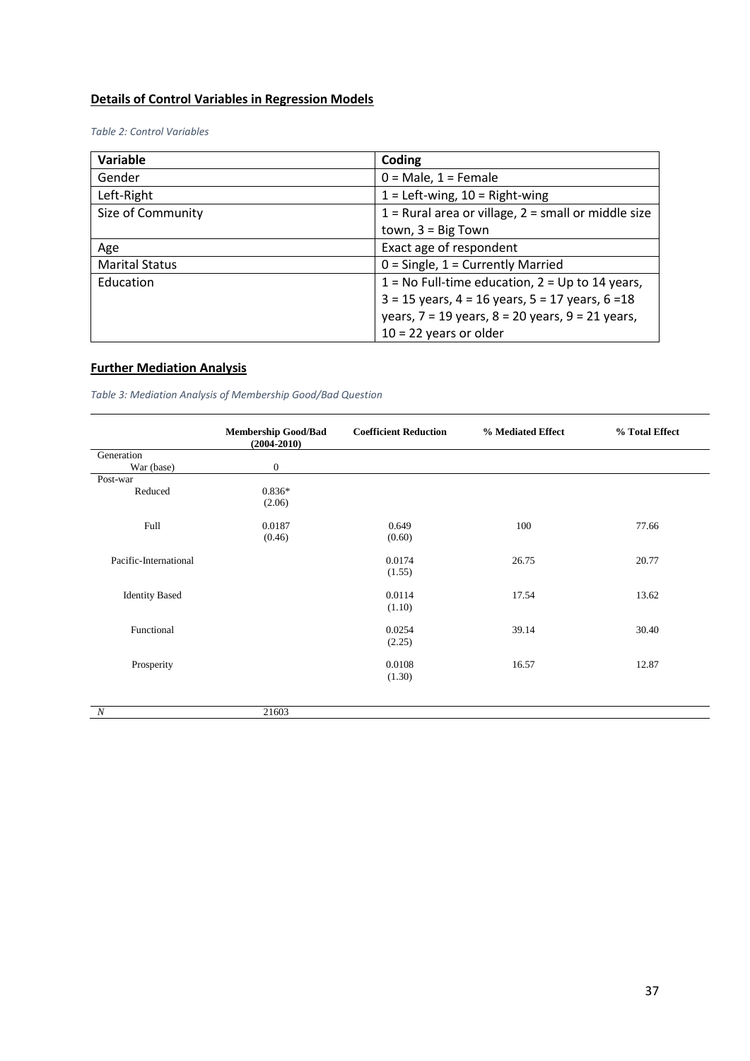## Details of Control Variables in Regression Models

*Table 2: Control Variables*

| Variable | Coding |
|---|---|
| Gender | 0 = Male, 1 = Female |
| Left-Right | 1 = Left-wing, 10 = Right-wing |
| Size of Community | 1 = Rural area or village, 2 = small or middle size town, 3 = Big Town |
| Age | Exact age of respondent |
| Marital Status | 0 = Single, 1 = Currently Married |
| Education | 1 = No Full-time education, 2 = Up to 14 years, 3 = 15 years, 4 = 16 years, 5 = 17 years, 6 =18 years, 7 = 19 years, 8 = 20 years, 9 = 21 years, 10 = 22 years or older |

## Further Mediation Analysis

*Table 3: Mediation Analysis of Membership Good/Bad Question*

| | Membership Good/Bad (2004-2010) | Coefficient Reduction | % Mediated Effect | % Total Effect |
|---|---|---|---|---|
| Generation | | | | |
| War (base) | 0 | | | |
| Post-war | | | | |
| Reduced | 0.836* (2.06) | | | |
| Full | 0.0187 (0.46) | 0.649 (0.60) | 100 | 77.66 |
| Pacific-International | | 0.0174 (1.55) | 26.75 | 20.77 |
| Identity Based | | 0.0114 (1.10) | 17.54 | 13.62 |
| Functional | | 0.0254 (2.25) | 39.14 | 30.40 |
| Prosperity | | 0.0108 (1.30) | 16.57 | 12.87 |
| *N* | 21603 | | | |